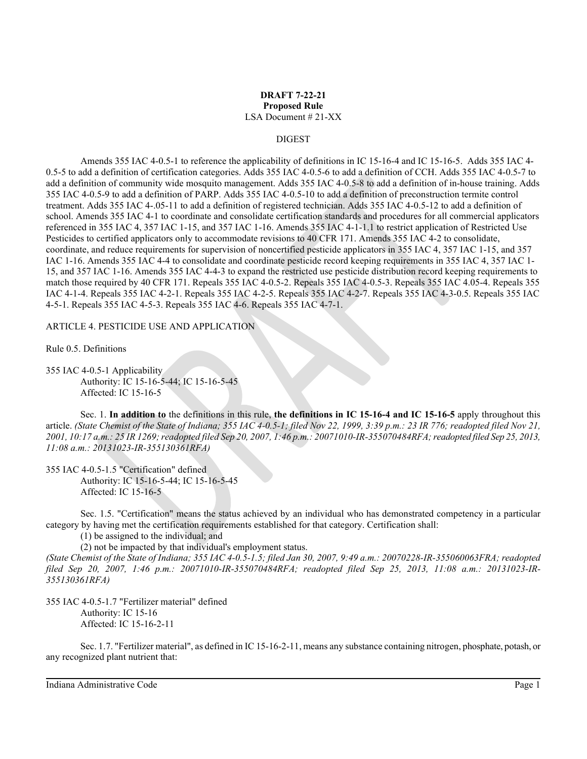**DRAFT 7-22-21**
**Proposed Rule**
LSA Document # 21-XX

DIGEST

Amends 355 IAC 4-0.5-1 to reference the applicability of definitions in IC 15-16-4 and IC 15-16-5. Adds 355 IAC 4-0.5-5 to add a definition of certification categories. Adds 355 IAC 4-0.5-6 to add a definition of CCH. Adds 355 IAC 4-0.5-7 to add a definition of community wide mosquito management. Adds 355 IAC 4-0.5-8 to add a definition of in-house training. Adds 355 IAC 4-0.5-9 to add a definition of PARP. Adds 355 IAC 4-0.5-10 to add a definition of preconstruction termite control treatment. Adds 355 IAC 4-.05-11 to add a definition of registered technician. Adds 355 IAC 4-0.5-12 to add a definition of school. Amends 355 IAC 4-1 to coordinate and consolidate certification standards and procedures for all commercial applicators referenced in 355 IAC 4, 357 IAC 1-15, and 357 IAC 1-16. Amends 355 IAC 4-1-1.1 to restrict application of Restricted Use Pesticides to certified applicators only to accommodate revisions to 40 CFR 171. Amends 355 IAC 4-2 to consolidate, coordinate, and reduce requirements for supervision of noncertified pesticide applicators in 355 IAC 4, 357 IAC 1-15, and 357 IAC 1-16. Amends 355 IAC 4-4 to consolidate and coordinate pesticide record keeping requirements in 355 IAC 4, 357 IAC 1-15, and 357 IAC 1-16. Amends 355 IAC 4-4-3 to expand the restricted use pesticide distribution record keeping requirements to match those required by 40 CFR 171. Repeals 355 IAC 4-0.5-2. Repeals 355 IAC 4-0.5-3. Repeals 355 IAC 4.05-4. Repeals 355 IAC 4-1-4. Repeals 355 IAC 4-2-1. Repeals 355 IAC 4-2-5. Repeals 355 IAC 4-2-7. Repeals 355 IAC 4-3-0.5. Repeals 355 IAC 4-5-1. Repeals 355 IAC 4-5-3. Repeals 355 IAC 4-6. Repeals 355 IAC 4-7-1.

ARTICLE 4. PESTICIDE USE AND APPLICATION

Rule 0.5. Definitions

355 IAC 4-0.5-1 Applicability
Authority: IC 15-16-5-44; IC 15-16-5-45
Affected: IC 15-16-5

Sec. 1. **In addition to** the definitions in this rule, **the definitions in IC 15-16-4 and IC 15-16-5** apply throughout this article. *(State Chemist of the State of Indiana; 355 IAC 4-0.5-1; filed Nov 22, 1999, 3:39 p.m.: 23 IR 776; readopted filed Nov 21, 2001, 10:17 a.m.: 25 IR 1269; readopted filed Sep 20, 2007, 1:46 p.m.: 20071010-IR-355070484RFA; readopted filed Sep 25, 2013, 11:08 a.m.: 20131023-IR-355130361RFA)*

355 IAC 4-0.5-1.5 "Certification" defined
Authority: IC 15-16-5-44; IC 15-16-5-45
Affected: IC 15-16-5

Sec. 1.5. "Certification" means the status achieved by an individual who has demonstrated competency in a particular category by having met the certification requirements established for that category. Certification shall:

(1) be assigned to the individual; and

(2) not be impacted by that individual's employment status.

*(State Chemist of the State of Indiana; 355 IAC 4-0.5-1.5; filed Jan 30, 2007, 9:49 a.m.: 20070228-IR-355060063FRA; readopted filed Sep 20, 2007, 1:46 p.m.: 20071010-IR-355070484RFA; readopted filed Sep 25, 2013, 11:08 a.m.: 20131023-IR-355130361RFA)*

355 IAC 4-0.5-1.7 "Fertilizer material" defined
Authority: IC 15-16
Affected: IC 15-16-2-11

Sec. 1.7. "Fertilizer material", as defined in IC 15-16-2-11, means any substance containing nitrogen, phosphate, potash, or any recognized plant nutrient that: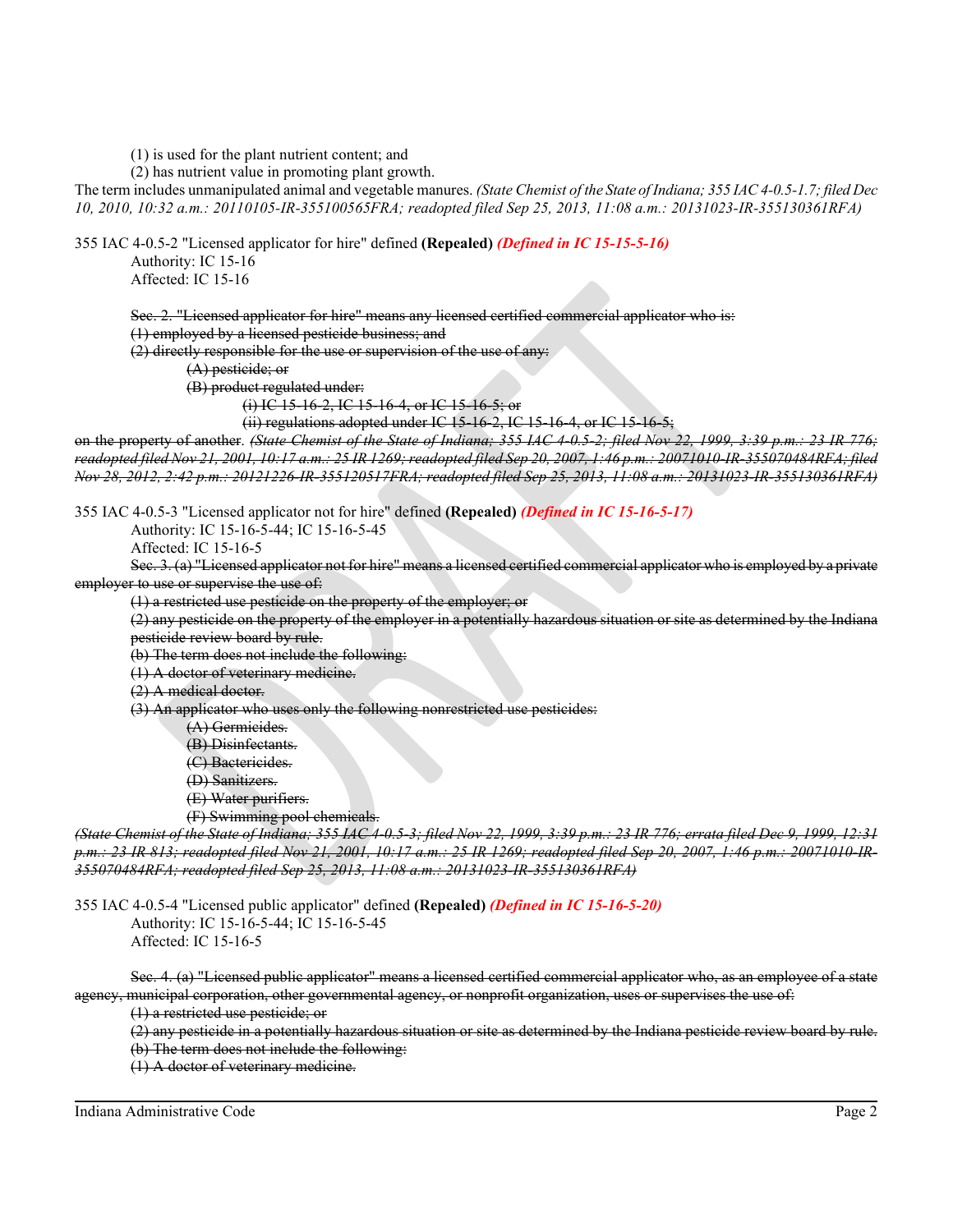(1) is used for the plant nutrient content; and

(2) has nutrient value in promoting plant growth.

The term includes unmanipulated animal and vegetable manures. *(State Chemist of the State of Indiana; 355 IAC 4-0.5-1.7; filed Dec 10, 2010, 10:32 a.m.: 20110105-IR-355100565FRA; readopted filed Sep 25, 2013, 11:08 a.m.: 20131023-IR-355130361RFA)*

355 IAC 4-0.5-2 "Licensed applicator for hire" defined **(Repealed)** ***(Defined in IC 15-15-5-16)***

Authority: IC 15-16

Affected: IC 15-16

~~Sec. 2. "Licensed applicator for hire" means any licensed certified commercial applicator who is:~~

~~(1) employed by a licensed pesticide business; and~~

~~(2) directly responsible for the use or supervision of the use of any:~~

~~(A) pesticide; or~~

~~(B) product regulated under:~~

~~(i) IC 15-16-2, IC 15-16-4, or IC 15-16-5; or~~

~~(ii) regulations adopted under IC 15-16-2, IC 15-16-4, or IC 15-16-5;~~

~~on the property of another.~~ ~~*(State Chemist of the State of Indiana; 355 IAC 4-0.5-2; filed Nov 22, 1999, 3:39 p.m.: 23 IR 776; readopted filed Nov 21, 2001, 10:17 a.m.: 25 IR 1269; readopted filed Sep 20, 2007, 1:46 p.m.: 20071010-IR-355070484RFA; filed Nov 28, 2012, 2:42 p.m.: 20121226-IR-355120517FRA; readopted filed Sep 25, 2013, 11:08 a.m.: 20131023-IR-355130361RFA)*~~

355 IAC 4-0.5-3 "Licensed applicator not for hire" defined **(Repealed)** ***(Defined in IC 15-16-5-17)***

Authority: IC 15-16-5-44; IC 15-16-5-45

Affected: IC 15-16-5

~~Sec. 3. (a) "Licensed applicator not for hire" means a licensed certified commercial applicator who is employed by a private employer to use or supervise the use of:~~

~~(1) a restricted use pesticide on the property of the employer; or~~

~~(2) any pesticide on the property of the employer in a potentially hazardous situation or site as determined by the Indiana pesticide review board by rule.~~

~~(b) The term does not include the following:~~

~~(1) A doctor of veterinary medicine.~~

~~(2) A medical doctor.~~

~~(3) An applicator who uses only the following nonrestricted use pesticides:~~

~~(A) Germicides.~~

~~(B) Disinfectants.~~

~~(C) Bactericides.~~

~~(D) Sanitizers.~~

~~(E) Water purifiers.~~

~~(F) Swimming pool chemicals.~~

~~*(State Chemist of the State of Indiana; 355 IAC 4-0.5-3; filed Nov 22, 1999, 3:39 p.m.: 23 IR 776; errata filed Dec 9, 1999, 12:31 p.m.: 23 IR 813; readopted filed Nov 21, 2001, 10:17 a.m.: 25 IR 1269; readopted filed Sep 20, 2007, 1:46 p.m.: 20071010-IR-355070484RFA; readopted filed Sep 25, 2013, 11:08 a.m.: 20131023-IR-355130361RFA)*~~

355 IAC 4-0.5-4 "Licensed public applicator" defined **(Repealed)** ***(Defined in IC 15-16-5-20)***

Authority: IC 15-16-5-44; IC 15-16-5-45

Affected: IC 15-16-5

~~Sec. 4. (a) "Licensed public applicator" means a licensed certified commercial applicator who, as an employee of a state agency, municipal corporation, other governmental agency, or nonprofit organization, uses or supervises the use of:~~

~~(1) a restricted use pesticide; or~~

~~(2) any pesticide in a potentially hazardous situation or site as determined by the Indiana pesticide review board by rule.~~

~~(b) The term does not include the following:~~

~~(1) A doctor of veterinary medicine.~~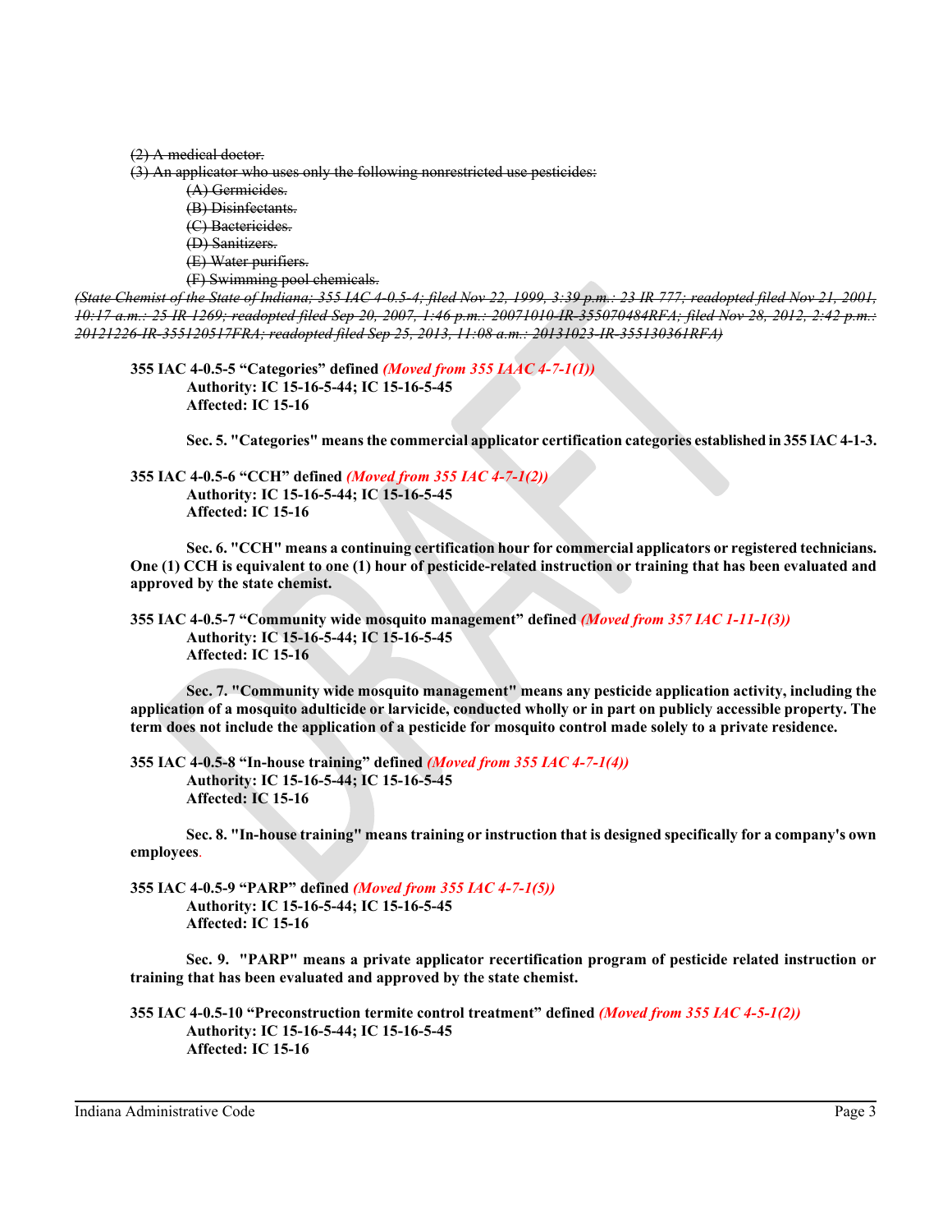~~(2) A medical doctor.~~

~~(3) An applicator who uses only the following nonrestricted use pesticides:~~

~~(A) Germicides.~~

~~(B) Disinfectants.~~

~~(C) Bactericides.~~

~~(D) Sanitizers.~~

~~(E) Water purifiers.~~

~~(F) Swimming pool chemicals.~~

~~*(State Chemist of the State of Indiana; 355 IAC 4-0.5-4; filed Nov 22, 1999, 3:39 p.m.: 23 IR 777; readopted filed Nov 21, 2001, 10:17 a.m.: 25 IR 1269; readopted filed Sep 20, 2007, 1:46 p.m.: 20071010-IR-355070484RFA; filed Nov 28, 2012, 2:42 p.m.: 20121226-IR-355120517FRA; readopted filed Sep 25, 2013, 11:08 a.m.: 20131023-IR-355130361RFA)*~~

**355 IAC 4-0.5-5 "Categories" defined** ***(Moved from 355 IAAC 4-7-1(1))***
**Authority: IC 15-16-5-44; IC 15-16-5-45**
**Affected: IC 15-16**

**Sec. 5. "Categories" means the commercial applicator certification categories established in 355 IAC 4-1-3.**

**355 IAC 4-0.5-6 "CCH" defined** ***(Moved from 355 IAC 4-7-1(2))***
**Authority: IC 15-16-5-44; IC 15-16-5-45**
**Affected: IC 15-16**

**Sec. 6. "CCH" means a continuing certification hour for commercial applicators or registered technicians. One (1) CCH is equivalent to one (1) hour of pesticide-related instruction or training that has been evaluated and approved by the state chemist.**

**355 IAC 4-0.5-7 "Community wide mosquito management" defined** ***(Moved from 357 IAC 1-11-1(3))***
**Authority: IC 15-16-5-44; IC 15-16-5-45**
**Affected: IC 15-16**

**Sec. 7. "Community wide mosquito management" means any pesticide application activity, including the application of a mosquito adulticide or larvicide, conducted wholly or in part on publicly accessible property. The term does not include the application of a pesticide for mosquito control made solely to a private residence.**

**355 IAC 4-0.5-8 "In-house training" defined** ***(Moved from 355 IAC 4-7-1(4))***
**Authority: IC 15-16-5-44; IC 15-16-5-45**
**Affected: IC 15-16**

**Sec. 8. "In-house training" means training or instruction that is designed specifically for a company's own employees.**

**355 IAC 4-0.5-9 "PARP" defined** ***(Moved from 355 IAC 4-7-1(5))***
**Authority: IC 15-16-5-44; IC 15-16-5-45**
**Affected: IC 15-16**

**Sec. 9. "PARP" means a private applicator recertification program of pesticide related instruction or training that has been evaluated and approved by the state chemist.**

**355 IAC 4-0.5-10 "Preconstruction termite control treatment" defined** ***(Moved from 355 IAC 4-5-1(2))***
**Authority: IC 15-16-5-44; IC 15-16-5-45**
**Affected: IC 15-16**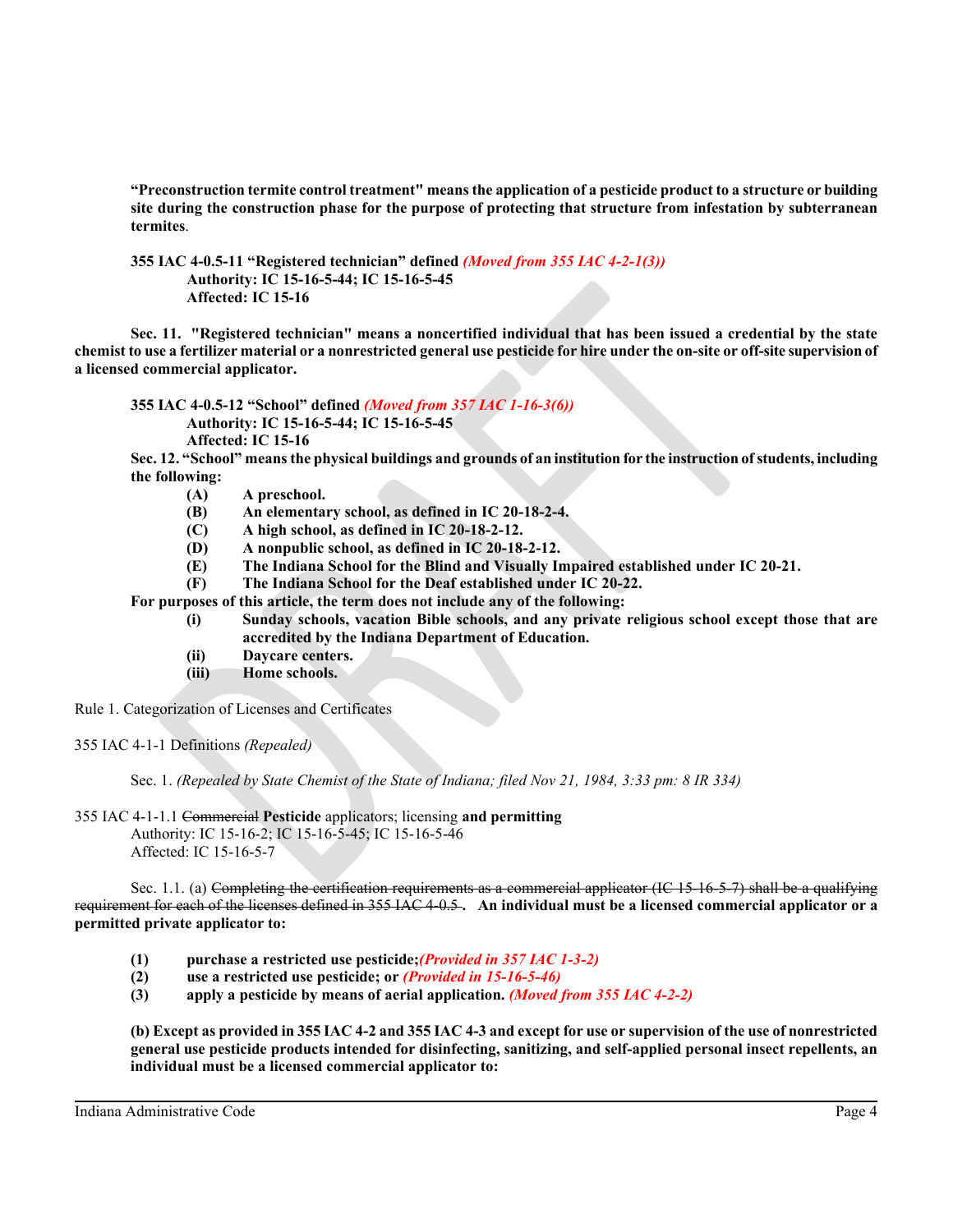**"Preconstruction termite control treatment" means the application of a pesticide product to a structure or building site during the construction phase for the purpose of protecting that structure from infestation by subterranean termites**.

**355 IAC 4-0.5-11 "Registered technician" defined** *(Moved from 355 IAC 4-2-1(3))*
**Authority: IC 15-16-5-44; IC 15-16-5-45**
**Affected: IC 15-16**

**Sec. 11. "Registered technician" means a noncertified individual that has been issued a credential by the state chemist to use a fertilizer material or a nonrestricted general use pesticide for hire under the on-site or off-site supervision of a licensed commercial applicator.**

**355 IAC 4-0.5-12 "School" defined** *(Moved from 357 IAC 1-16-3(6))*
**Authority: IC 15-16-5-44; IC 15-16-5-45**
**Affected: IC 15-16**

**Sec. 12. "School" means the physical buildings and grounds of an institution for the instruction of students, including the following:**

- **(A) A preschool.**
- **(B) An elementary school, as defined in IC 20-18-2-4.**
- **(C) A high school, as defined in IC 20-18-2-12.**
- **(D) A nonpublic school, as defined in IC 20-18-2-12.**
- **(E) The Indiana School for the Blind and Visually Impaired established under IC 20-21.**
- **(F) The Indiana School for the Deaf established under IC 20-22.**

**For purposes of this article, the term does not include any of the following:**

- **(i) Sunday schools, vacation Bible schools, and any private religious school except those that are accredited by the Indiana Department of Education.**
- **(ii) Daycare centers.**
- **(iii) Home schools.**

Rule 1. Categorization of Licenses and Certificates

355 IAC 4-1-1 Definitions *(Repealed)*

Sec. 1. *(Repealed by State Chemist of the State of Indiana; filed Nov 21, 1984, 3:33 pm: 8 IR 334)*

355 IAC 4-1-1.1 ~~Commercial~~ **Pesticide** applicators; licensing **and permitting**
Authority: IC 15-16-2; IC 15-16-5-45; IC 15-16-5-46
Affected: IC 15-16-5-7

Sec. 1.1. (a) ~~Completing the certification requirements as a commercial applicator (IC 15-16-5-7) shall be a qualifying requirement for each of the licenses defined in 355 IAC 4-0.5 .~~ **An individual must be a licensed commercial applicator or a permitted private applicator to:**

- **(1) purchase a restricted use pesticide;** *(Provided in 357 IAC 1-3-2)*
- **(2) use a restricted use pesticide; or** *(Provided in 15-16-5-46)*
- **(3) apply a pesticide by means of aerial application.** *(Moved from 355 IAC 4-2-2)*

**(b) Except as provided in 355 IAC 4-2 and 355 IAC 4-3 and except for use or supervision of the use of nonrestricted general use pesticide products intended for disinfecting, sanitizing, and self-applied personal insect repellents, an individual must be a licensed commercial applicator to:**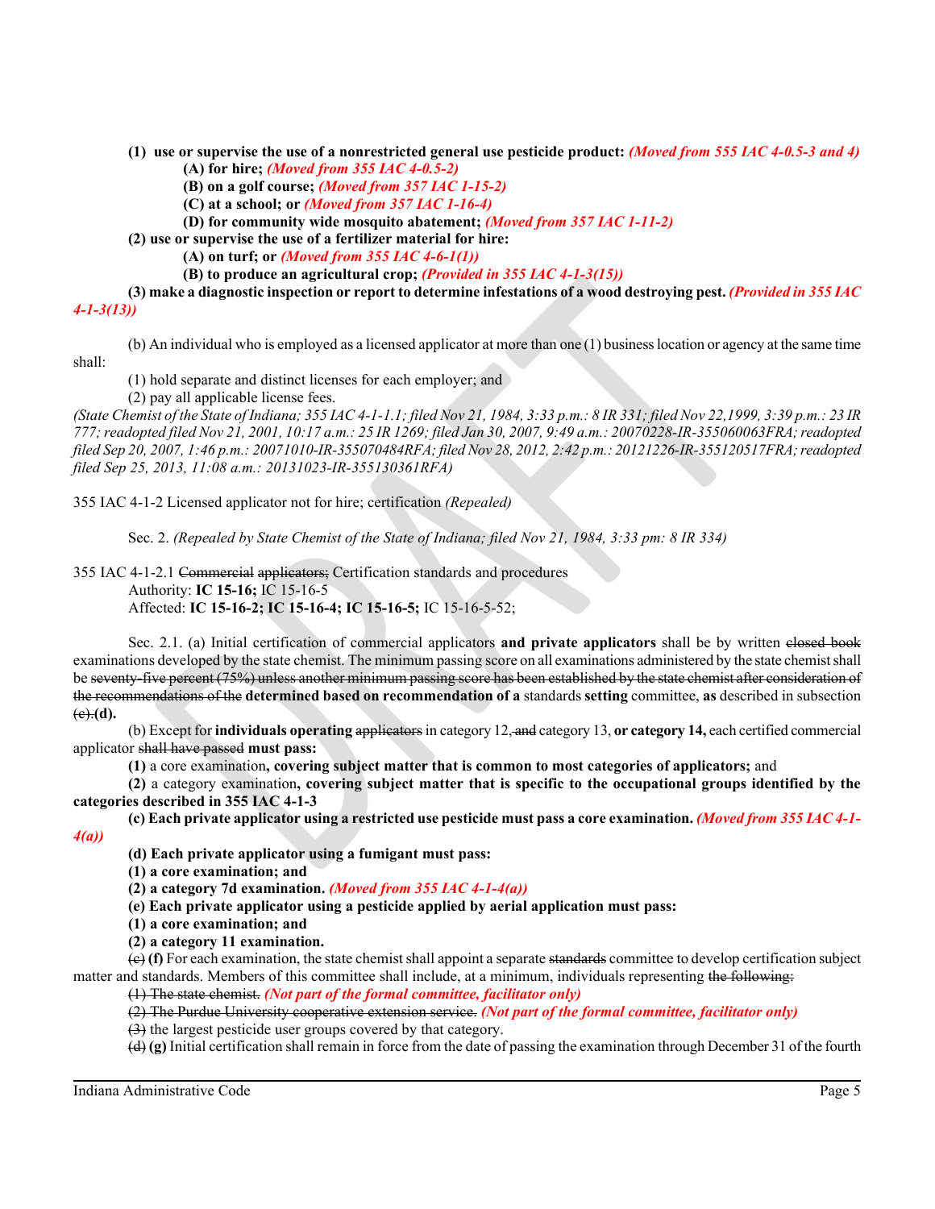**(1) use or supervise the use of a nonrestricted general use pesticide product:** *(Moved from 555 IAC 4-0.5-3 and 4)*

**(A) for hire;** *(Moved from 355 IAC 4-0.5-2)*

**(B) on a golf course;** *(Moved from 357 IAC 1-15-2)*

**(C) at a school; or** *(Moved from 357 IAC 1-16-4)*

**(D) for community wide mosquito abatement;** *(Moved from 357 IAC 1-11-2)*

**(2) use or supervise the use of a fertilizer material for hire:**

**(A) on turf; or** *(Moved from 355 IAC 4-6-1(1))*

**(B) to produce an agricultural crop;** *(Provided in 355 IAC 4-1-3(15))*

**(3) make a diagnostic inspection or report to determine infestations of a wood destroying pest.** *(Provided in 355 IAC 4-1-3(13))*

(b) An individual who is employed as a licensed applicator at more than one (1) business location or agency at the same time shall:

(1) hold separate and distinct licenses for each employer; and

(2) pay all applicable license fees.

*(State Chemist of the State of Indiana; 355 IAC 4-1-1.1; filed Nov 21, 1984, 3:33 p.m.: 8 IR 331; filed Nov 22,1999, 3:39 p.m.: 23 IR 777; readopted filed Nov 21, 2001, 10:17 a.m.: 25 IR 1269; filed Jan 30, 2007, 9:49 a.m.: 20070228-IR-355060063FRA; readopted filed Sep 20, 2007, 1:46 p.m.: 20071010-IR-355070484RFA; filed Nov 28, 2012, 2:42 p.m.: 20121226-IR-355120517FRA; readopted filed Sep 25, 2013, 11:08 a.m.: 20131023-IR-355130361RFA)*

355 IAC 4-1-2 Licensed applicator not for hire; certification *(Repealed)*

Sec. 2. *(Repealed by State Chemist of the State of Indiana; filed Nov 21, 1984, 3:33 pm: 8 IR 334)*

355 IAC 4-1-2.1 ~~Commercial~~ ~~applicators;~~ Certification standards and procedures

Authority: **IC 15-16;** IC 15-16-5

Affected: **IC 15-16-2; IC 15-16-4; IC 15-16-5;** IC 15-16-5-52;

Sec. 2.1. (a) Initial certification of commercial applicators **and private applicators** shall be by written ~~closed book~~ examinations developed by the state chemist. The minimum passing score on all examinations administered by the state chemist shall be ~~seventy-five percent (75%) unless another minimum passing score has been established by the state chemist after consideration of the recommendations of the~~ **determined based on recommendation of a** standards **setting** committee, **as** described in subsection ~~(c).~~**(d).**

(b) Except for **individuals operating** ~~applicators~~ in category 12, ~~and~~ category 13, **or category 14,** each certified commercial applicator ~~shall have passed~~ **must pass:**

**(1)** a core examination**, covering subject matter that is common to most categories of applicators;** and

**(2)** a category examination**, covering subject matter that is specific to the occupational groups identified by the categories described in 355 IAC 4-1-3**

**(c) Each private applicator using a restricted use pesticide must pass a core examination.** *(Moved from 355 IAC 4-1-4(a))*

**(d) Each private applicator using a fumigant must pass:**

**(1) a core examination; and**

**(2) a category 7d examination.** *(Moved from 355 IAC 4-1-4(a))*

**(e) Each private applicator using a pesticide applied by aerial application must pass:**

**(1) a core examination; and**

**(2) a category 11 examination.**

~~(c)~~ **(f)** For each examination, the state chemist shall appoint a separate ~~standards~~ committee to develop certification subject matter and standards. Members of this committee shall include, at a minimum, individuals representing ~~the following:~~

~~(1) The state chemist.~~ *(Not part of the formal committee, facilitator only)*

~~(2) The Purdue University cooperative extension service.~~ *(Not part of the formal committee, facilitator only)*

~~(3)~~ the largest pesticide user groups covered by that category.

~~(d)~~ **(g)** Initial certification shall remain in force from the date of passing the examination through December 31 of the fourth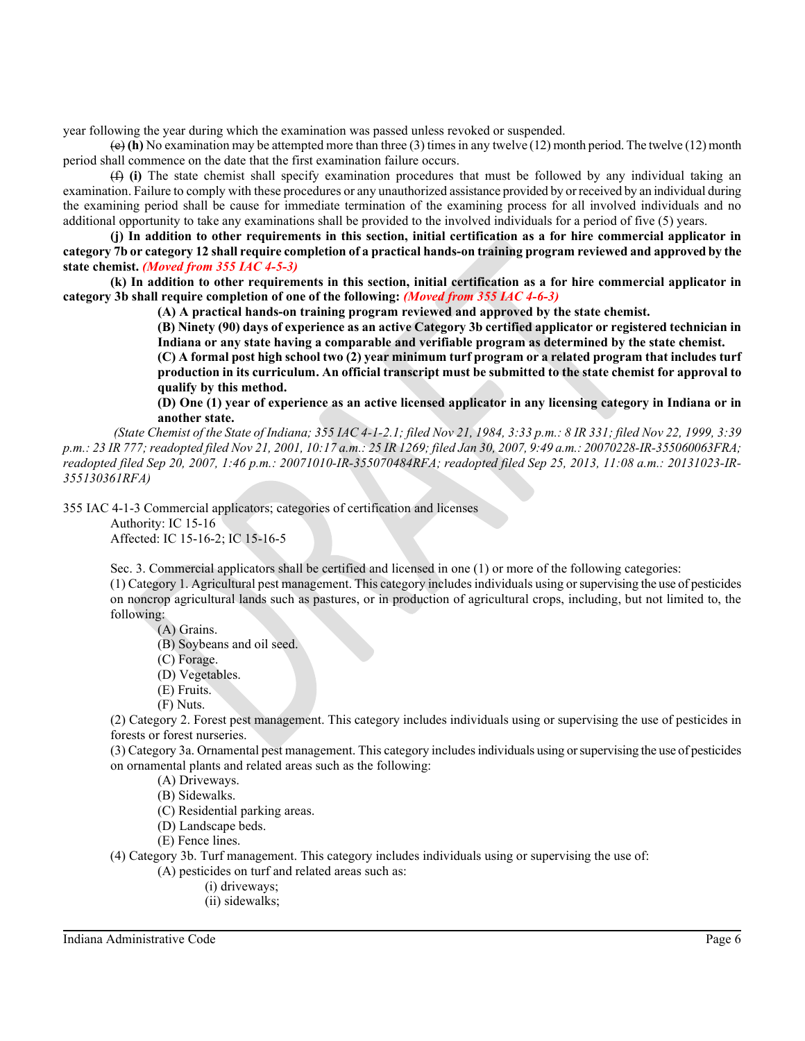year following the year during which the examination was passed unless revoked or suspended.

~~(e)~~ **(h)** No examination may be attempted more than three (3) times in any twelve (12) month period. The twelve (12) month period shall commence on the date that the first examination failure occurs.

~~(f)~~ **(i)** The state chemist shall specify examination procedures that must be followed by any individual taking an examination. Failure to comply with these procedures or any unauthorized assistance provided by or received by an individual during the examining period shall be cause for immediate termination of the examining process for all involved individuals and no additional opportunity to take any examinations shall be provided to the involved individuals for a period of five (5) years.

**(j) In addition to other requirements in this section, initial certification as a for hire commercial applicator in category 7b or category 12 shall require completion of a practical hands-on training program reviewed and approved by the state chemist.** ***(Moved from 355 IAC 4-5-3)***

**(k) In addition to other requirements in this section, initial certification as a for hire commercial applicator in category 3b shall require completion of one of the following:** ***(Moved from 355 IAC 4-6-3)***

**(A) A practical hands-on training program reviewed and approved by the state chemist.**

**(B) Ninety (90) days of experience as an active Category 3b certified applicator or registered technician in Indiana or any state having a comparable and verifiable program as determined by the state chemist.**

**(C) A formal post high school two (2) year minimum turf program or a related program that includes turf production in its curriculum. An official transcript must be submitted to the state chemist for approval to qualify by this method.**

**(D) One (1) year of experience as an active licensed applicator in any licensing category in Indiana or in another state.**

*(State Chemist of the State of Indiana; 355 IAC 4-1-2.1; filed Nov 21, 1984, 3:33 p.m.: 8 IR 331; filed Nov 22, 1999, 3:39 p.m.: 23 IR 777; readopted filed Nov 21, 2001, 10:17 a.m.: 25 IR 1269; filed Jan 30, 2007, 9:49 a.m.: 20070228-IR-355060063FRA; readopted filed Sep 20, 2007, 1:46 p.m.: 20071010-IR-355070484RFA; readopted filed Sep 25, 2013, 11:08 a.m.: 20131023-IR-355130361RFA)*

355 IAC 4-1-3 Commercial applicators; categories of certification and licenses

Authority: IC 15-16

Affected: IC 15-16-2; IC 15-16-5

Sec. 3. Commercial applicators shall be certified and licensed in one (1) or more of the following categories:

(1) Category 1. Agricultural pest management. This category includes individuals using or supervising the use of pesticides on noncrop agricultural lands such as pastures, or in production of agricultural crops, including, but not limited to, the following:

(A) Grains.

(B) Soybeans and oil seed.

(C) Forage.

(D) Vegetables.

(E) Fruits.

(F) Nuts.

(2) Category 2. Forest pest management. This category includes individuals using or supervising the use of pesticides in forests or forest nurseries.

(3) Category 3a. Ornamental pest management. This category includes individuals using or supervising the use of pesticides on ornamental plants and related areas such as the following:

(A) Driveways.

(B) Sidewalks.

(C) Residential parking areas.

(D) Landscape beds.

(E) Fence lines.

(4) Category 3b. Turf management. This category includes individuals using or supervising the use of:

(A) pesticides on turf and related areas such as:

(i) driveways;

(ii) sidewalks;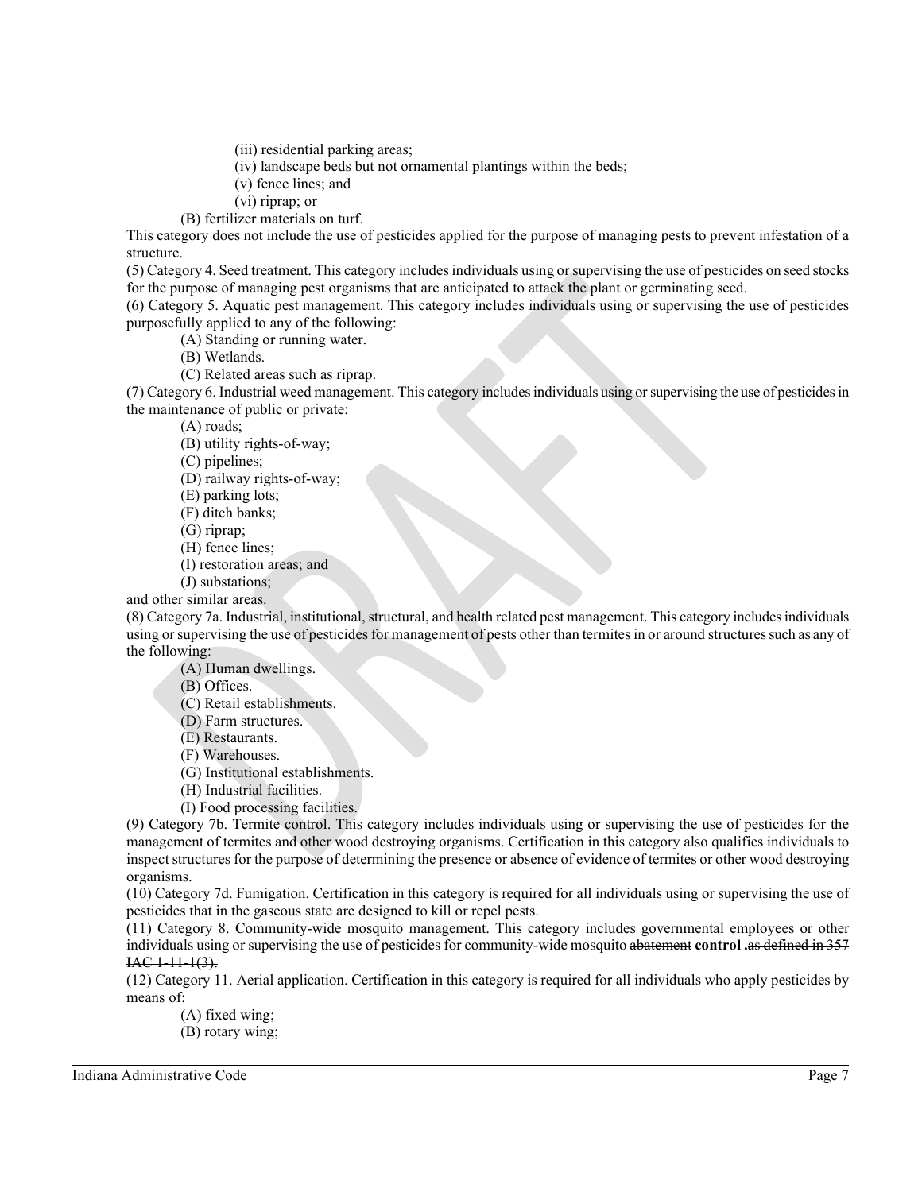(iii) residential parking areas;

(iv) landscape beds but not ornamental plantings within the beds;

(v) fence lines; and

(vi) riprap; or

(B) fertilizer materials on turf.

This category does not include the use of pesticides applied for the purpose of managing pests to prevent infestation of a structure.

(5) Category 4. Seed treatment. This category includes individuals using or supervising the use of pesticides on seed stocks for the purpose of managing pest organisms that are anticipated to attack the plant or germinating seed.

(6) Category 5. Aquatic pest management. This category includes individuals using or supervising the use of pesticides purposefully applied to any of the following:

(A) Standing or running water.

(B) Wetlands.

(C) Related areas such as riprap.

(7) Category 6. Industrial weed management. This category includes individuals using or supervising the use of pesticides in the maintenance of public or private:

(A) roads;

(B) utility rights-of-way;

(C) pipelines;

(D) railway rights-of-way;

(E) parking lots;

(F) ditch banks;

(G) riprap;

(H) fence lines;

(I) restoration areas; and

(J) substations;

and other similar areas.

(8) Category 7a. Industrial, institutional, structural, and health related pest management. This category includes individuals using or supervising the use of pesticides for management of pests other than termites in or around structures such as any of the following:

(A) Human dwellings.

(B) Offices.

(C) Retail establishments.

(D) Farm structures.

(E) Restaurants.

(F) Warehouses.

(G) Institutional establishments.

(H) Industrial facilities.

(I) Food processing facilities.

(9) Category 7b. Termite control. This category includes individuals using or supervising the use of pesticides for the management of termites and other wood destroying organisms. Certification in this category also qualifies individuals to inspect structures for the purpose of determining the presence or absence of evidence of termites or other wood destroying organisms.

(10) Category 7d. Fumigation. Certification in this category is required for all individuals using or supervising the use of pesticides that in the gaseous state are designed to kill or repel pests.

(11) Category 8. Community-wide mosquito management. This category includes governmental employees or other individuals using or supervising the use of pesticides for community-wide mosquito ~~abatement~~ **control .**~~as defined in 357 IAC 1-11-1(3).~~

(12) Category 11. Aerial application. Certification in this category is required for all individuals who apply pesticides by means of:

(A) fixed wing;

(B) rotary wing;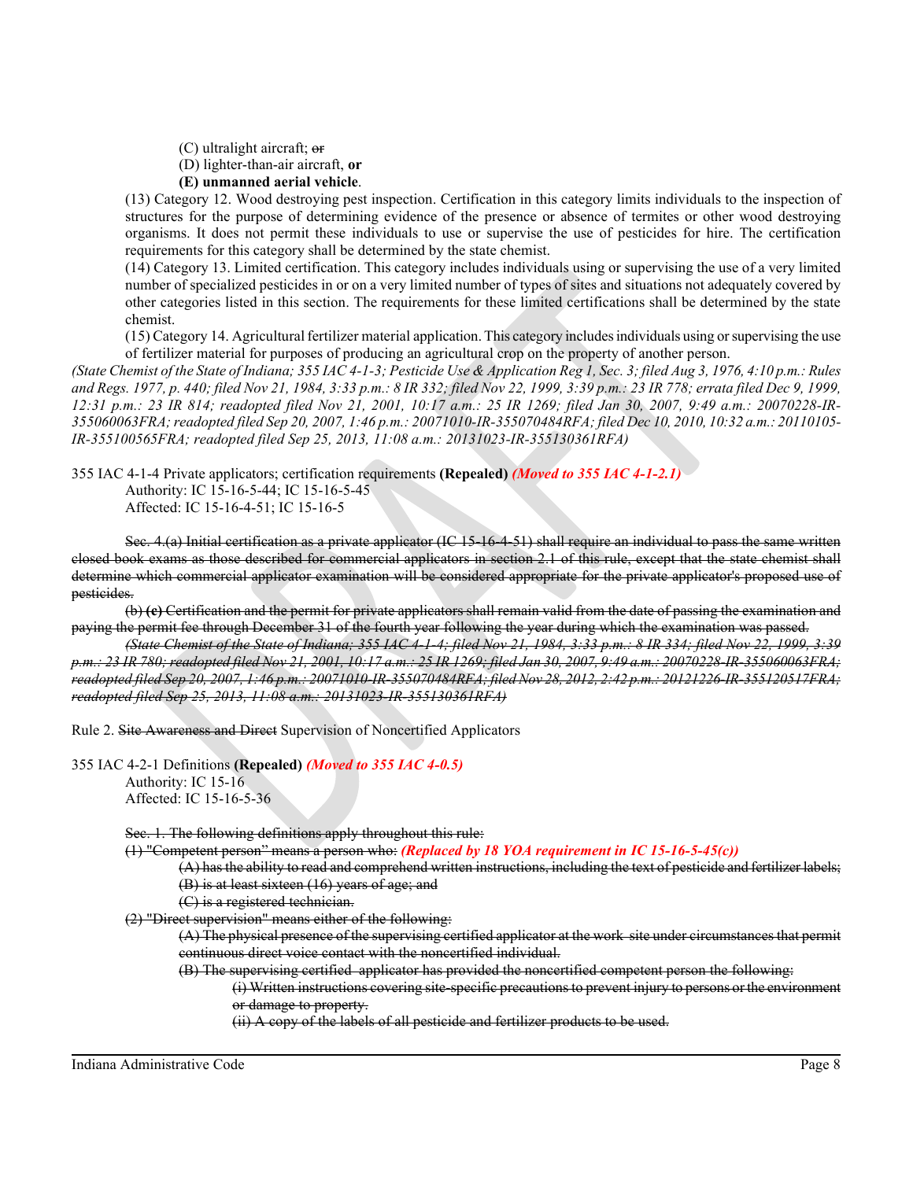(C) ultralight aircraft; ~~or~~

(D) lighter-than-air aircraft, **or**

**(E) unmanned aerial vehicle**.

(13) Category 12. Wood destroying pest inspection. Certification in this category limits individuals to the inspection of structures for the purpose of determining evidence of the presence or absence of termites or other wood destroying organisms. It does not permit these individuals to use or supervise the use of pesticides for hire. The certification requirements for this category shall be determined by the state chemist.

(14) Category 13. Limited certification. This category includes individuals using or supervising the use of a very limited number of specialized pesticides in or on a very limited number of types of sites and situations not adequately covered by other categories listed in this section. The requirements for these limited certifications shall be determined by the state chemist.

(15) Category 14. Agricultural fertilizer material application. This category includes individuals using or supervising the use of fertilizer material for purposes of producing an agricultural crop on the property of another person.

*(State Chemist of the State of Indiana; 355 IAC 4-1-3; Pesticide Use & Application Reg 1, Sec. 3; filed Aug 3, 1976, 4:10 p.m.: Rules and Regs. 1977, p. 440; filed Nov 21, 1984, 3:33 p.m.: 8 IR 332; filed Nov 22, 1999, 3:39 p.m.: 23 IR 778; errata filed Dec 9, 1999, 12:31 p.m.: 23 IR 814; readopted filed Nov 21, 2001, 10:17 a.m.: 25 IR 1269; filed Jan 30, 2007, 9:49 a.m.: 20070228-IR-355060063FRA; readopted filed Sep 20, 2007, 1:46 p.m.: 20071010-IR-355070484RFA; filed Dec 10, 2010, 10:32 a.m.: 20110105-IR-355100565FRA; readopted filed Sep 25, 2013, 11:08 a.m.: 20131023-IR-355130361RFA)*

355 IAC 4-1-4 Private applicators; certification requirements **(Repealed)** ***(Moved to 355 IAC 4-1-2.1)***

Authority: IC 15-16-5-44; IC 15-16-5-45

Affected: IC 15-16-4-51; IC 15-16-5

~~Sec. 4.(a) Initial certification as a private applicator (IC 15-16-4-51) shall require an individual to pass the same written closed book exams as those described for commercial applicators in section 2.1 of this rule, except that the state chemist shall determine which commercial applicator examination will be considered appropriate for the private applicator's proposed use of pesticides.~~

~~(b)~~ **(c)** ~~Certification and the permit for private applicators shall remain valid from the date of passing the examination and paying the permit fee through December 31 of the fourth year following the year during which the examination was passed.~~

~~*(State Chemist of the State of Indiana; 355 IAC 4-1-4; filed Nov 21, 1984, 3:33 p.m.: 8 IR 334; filed Nov 22, 1999, 3:39 p.m.: 23 IR 780; readopted filed Nov 21, 2001, 10:17 a.m.: 25 IR 1269; filed Jan 30, 2007, 9:49 a.m.: 20070228-IR-355060063FRA; readopted filed Sep 20, 2007, 1:46 p.m.: 20071010-IR-355070484RFA; filed Nov 28, 2012, 2:42 p.m.: 20121226-IR-355120517FRA; readopted filed Sep 25, 2013, 11:08 a.m.: 20131023-IR-355130361RFA)*~~

Rule 2. ~~Site Awareness and Direct~~ Supervision of Noncertified Applicators

355 IAC 4-2-1 Definitions **(Repealed)** ***(Moved to 355 IAC 4-0.5)***

Authority: IC 15-16

Affected: IC 15-16-5-36

~~Sec. 1. The following definitions apply throughout this rule:~~

~~(1) "Competent person" means a person who:~~ ***(Replaced by 18 YOA requirement in IC 15-16-5-45(c))***

~~(A) has the ability to read and comprehend written instructions, including the text of pesticide and fertilizer labels;~~

~~(B) is at least sixteen (16) years of age; and~~

~~(C) is a registered technician.~~

~~(2) "Direct supervision" means either of the following:~~

~~(A) The physical presence of the supervising certified applicator at the work site under circumstances that permit continuous direct voice contact with the noncertified individual.~~

~~(B) The supervising certified applicator has provided the noncertified competent person the following:~~

~~(i) Written instructions covering site-specific precautions to prevent injury to persons or the environment or damage to property.~~

~~(ii) A copy of the labels of all pesticide and fertilizer products to be used.~~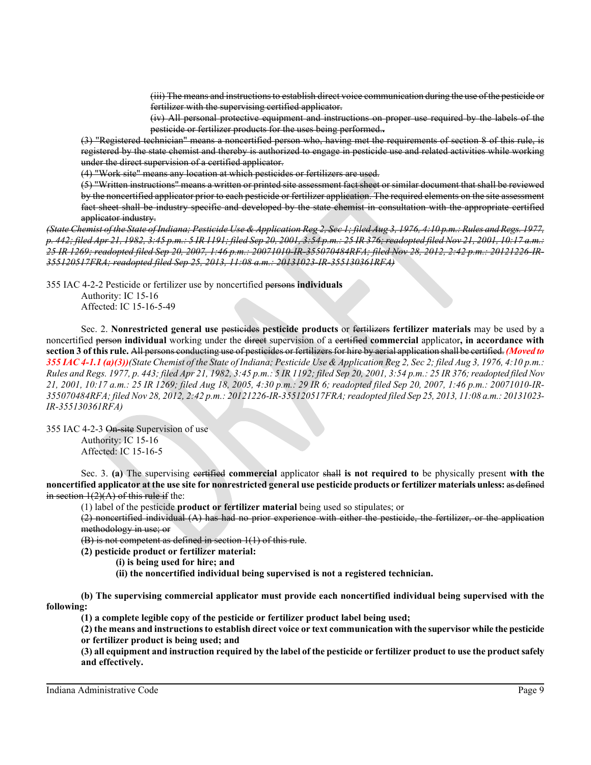~~(iii) The means and instructions to establish direct voice communication during the use of the pesticide or fertilizer with the supervising certified applicator.~~

~~(iv) All personal protective equipment and instructions on proper use required by the labels of the pesticide or fertilizer products for the uses being performed.~~.

~~(3) "Registered technician" means a noncertified person who, having met the requirements of section 8 of this rule, is registered by the state chemist and thereby is authorized to engage in pesticide use and related activities while working under the direct supervision of a certified applicator.~~

~~(4) "Work site" means any location at which pesticides or fertilizers are used.~~

~~(5) "Written instructions" means a written or printed site assessment fact sheet or similar document that shall be reviewed by the noncertified applicator prior to each pesticide or fertilizer application. The required elements on the site assessment fact sheet shall be industry specific and developed by the state chemist in consultation with the appropriate certified applicator industry.~~

~~*(State Chemist of the State of Indiana; Pesticide Use & Application Reg 2, Sec 1; filed Aug 3, 1976, 4:10 p.m.: Rules and Regs. 1977, p. 442; filed Apr 21, 1982, 3:45 p.m.: 5 IR 1191; filed Sep 20, 2001, 3:54 p.m.: 25 IR 376; readopted filed Nov 21, 2001, 10:17 a.m.: 25 IR 1269; readopted filed Sep 20, 2007, 1:46 p.m.: 20071010-IR-355070484RFA; filed Nov 28, 2012, 2:42 p.m.: 20121226-IR-355120517FRA; readopted filed Sep 25, 2013, 11:08 a.m.: 20131023-IR-355130361RFA)*~~

355 IAC 4-2-2 Pesticide or fertilizer use by noncertified ~~persons~~ **individuals**

Authority: IC 15-16
Affected: IC 15-16-5-49

Sec. 2. **Nonrestricted general use** ~~pesticides~~ **pesticide products** or ~~fertilizers~~ **fertilizer materials** may be used by a noncertified ~~person~~ **individual** working under the ~~direct~~ supervision of a ~~certified~~ **commercial** applicator**, in accordance with section 3 of this rule.** ~~All persons conducting use of pesticides or fertilizers for hire by aerial application shall be certified.~~ ***(Moved to 355 IAC 4-1.1 (a)(3))****(State Chemist of the State of Indiana; Pesticide Use & Application Reg 2, Sec 2; filed Aug 3, 1976, 4:10 p.m.: Rules and Regs. 1977, p. 443; filed Apr 21, 1982, 3:45 p.m.: 5 IR 1192; filed Sep 20, 2001, 3:54 p.m.: 25 IR 376; readopted filed Nov 21, 2001, 10:17 a.m.: 25 IR 1269; filed Aug 18, 2005, 4:30 p.m.: 29 IR 6; readopted filed Sep 20, 2007, 1:46 p.m.: 20071010-IR-355070484RFA; filed Nov 28, 2012, 2:42 p.m.: 20121226-IR-355120517FRA; readopted filed Sep 25, 2013, 11:08 a.m.: 20131023-IR-355130361RFA)*

355 IAC 4-2-3 ~~On-site~~ Supervision of use

Authority: IC 15-16
Affected: IC 15-16-5

Sec. 3. **(a)** The supervising ~~certified~~ **commercial** applicator ~~shall~~ **is not required to** be physically present **with the noncertified applicator at the use site for nonrestricted general use pesticide products or fertilizer materials unless:** ~~as defined in section 1(2)(A) of this rule if~~ the:

(1) label of the pesticide **product or fertilizer material** being used so stipulates; or

~~(2) noncertified individual (A) has had no prior experience with either the pesticide, the fertilizer, or the application methodology in use; or~~

~~(B) is not competent as defined in section 1(1) of this rule~~.

**(2) pesticide product or fertilizer material:**

**(i) is being used for hire; and**

**(ii) the noncertified individual being supervised is not a registered technician.**

**(b) The supervising commercial applicator must provide each noncertified individual being supervised with the following:**

**(1) a complete legible copy of the pesticide or fertilizer product label being used;**

**(2) the means and instructions to establish direct voice or text communication with the supervisor while the pesticide or fertilizer product is being used; and**

**(3) all equipment and instruction required by the label of the pesticide or fertilizer product to use the product safely and effectively.**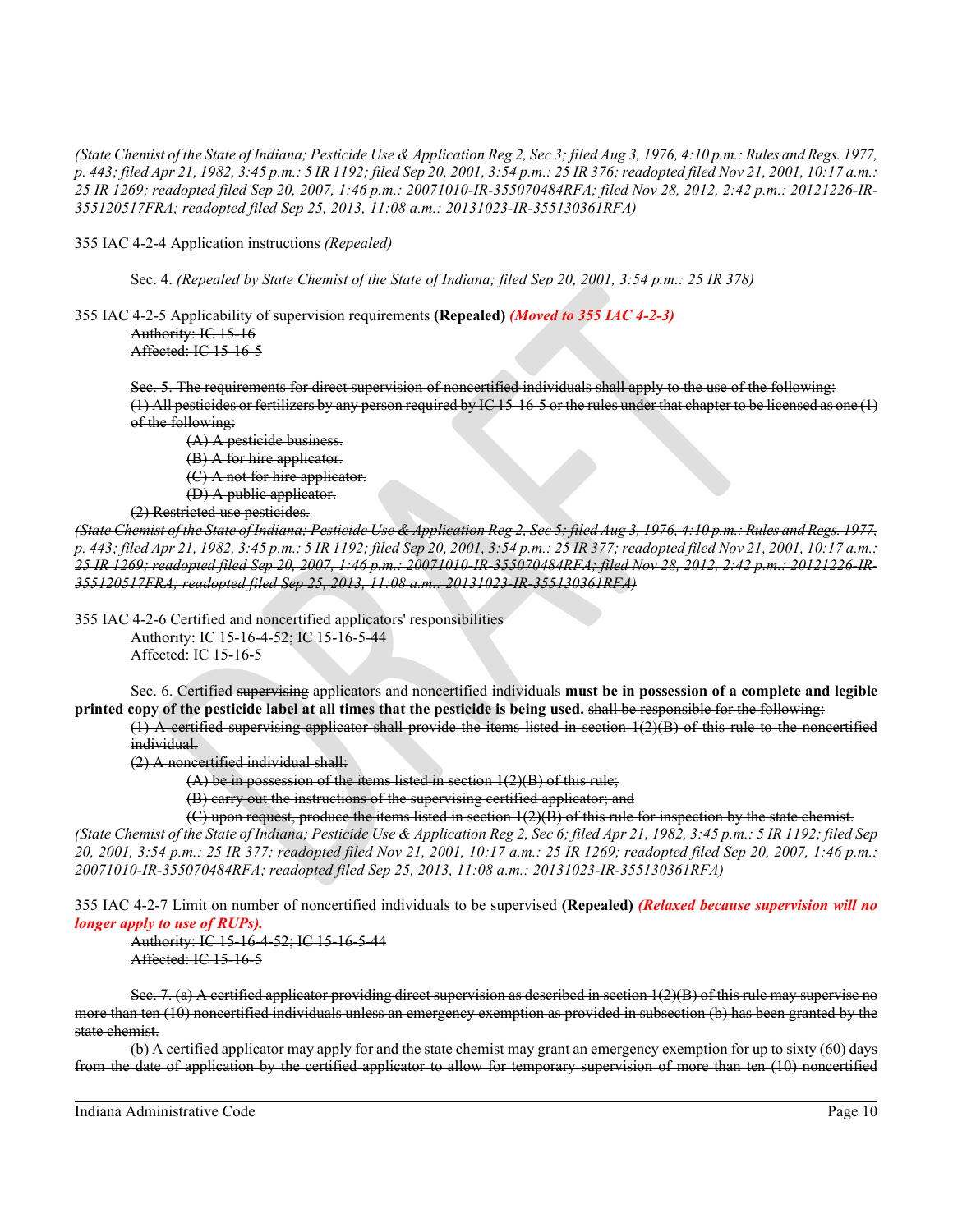*(State Chemist of the State of Indiana; Pesticide Use & Application Reg 2, Sec 3; filed Aug 3, 1976, 4:10 p.m.: Rules and Regs. 1977, p. 443; filed Apr 21, 1982, 3:45 p.m.: 5 IR 1192; filed Sep 20, 2001, 3:54 p.m.: 25 IR 376; readopted filed Nov 21, 2001, 10:17 a.m.: 25 IR 1269; readopted filed Sep 20, 2007, 1:46 p.m.: 20071010-IR-355070484RFA; filed Nov 28, 2012, 2:42 p.m.: 20121226-IR-355120517FRA; readopted filed Sep 25, 2013, 11:08 a.m.: 20131023-IR-355130361RFA)*

355 IAC 4-2-4 Application instructions *(Repealed)*

Sec. 4. *(Repealed by State Chemist of the State of Indiana; filed Sep 20, 2001, 3:54 p.m.: 25 IR 378)*

355 IAC 4-2-5 Applicability of supervision requirements **(Repealed)** ***(Moved to 355 IAC 4-2-3)***

~~Authority: IC 15-16~~
~~Affected: IC 15-16-5~~

~~Sec. 5. The requirements for direct supervision of noncertified individuals shall apply to the use of the following:~~
~~(1) All pesticides or fertilizers by any person required by IC 15-16-5 or the rules under that chapter to be licensed as one (1) of the following:~~
~~(A) A pesticide business.~~
~~(B) A for hire applicator.~~
~~(C) A not for hire applicator.~~
~~(D) A public applicator.~~
~~(2) Restricted use pesticides.~~
~~*(State Chemist of the State of Indiana; Pesticide Use & Application Reg 2, Sec 5; filed Aug 3, 1976, 4:10 p.m.: Rules and Regs. 1977, p. 443; filed Apr 21, 1982, 3:45 p.m.: 5 IR 1192; filed Sep 20, 2001, 3:54 p.m.: 25 IR 377; readopted filed Nov 21, 2001, 10:17 a.m.: 25 IR 1269; readopted filed Sep 20, 2007, 1:46 p.m.: 20071010-IR-355070484RFA; filed Nov 28, 2012, 2:42 p.m.: 20121226-IR-355120517FRA; readopted filed Sep 25, 2013, 11:08 a.m.: 20131023-IR-355130361RFA)*~~

355 IAC 4-2-6 Certified and noncertified applicators' responsibilities

Authority: IC 15-16-4-52; IC 15-16-5-44
Affected: IC 15-16-5

Sec. 6. Certified ~~supervising~~ applicators and noncertified individuals **must be in possession of a complete and legible printed copy of the pesticide label at all times that the pesticide is being used.** ~~shall be responsible for the following:~~
~~(1) A certified supervising applicator shall provide the items listed in section 1(2)(B) of this rule to the noncertified individual.~~
~~(2) A noncertified individual shall:~~
~~(A) be in possession of the items listed in section 1(2)(B) of this rule;~~
~~(B) carry out the instructions of the supervising certified applicator; and~~
~~(C) upon request, produce the items listed in section 1(2)(B) of this rule for inspection by the state chemist.~~
*(State Chemist of the State of Indiana; Pesticide Use & Application Reg 2, Sec 6; filed Apr 21, 1982, 3:45 p.m.: 5 IR 1192; filed Sep 20, 2001, 3:54 p.m.: 25 IR 377; readopted filed Nov 21, 2001, 10:17 a.m.: 25 IR 1269; readopted filed Sep 20, 2007, 1:46 p.m.: 20071010-IR-355070484RFA; readopted filed Sep 25, 2013, 11:08 a.m.: 20131023-IR-355130361RFA)*

355 IAC 4-2-7 Limit on number of noncertified individuals to be supervised **(Repealed)** ***(Relaxed because supervision will no longer apply to use of RUPs).***

~~Authority: IC 15-16-4-52; IC 15-16-5-44~~
~~Affected: IC 15-16-5~~

~~Sec. 7. (a) A certified applicator providing direct supervision as described in section 1(2)(B) of this rule may supervise no more than ten (10) noncertified individuals unless an emergency exemption as provided in subsection (b) has been granted by the state chemist.~~

~~(b) A certified applicator may apply for and the state chemist may grant an emergency exemption for up to sixty (60) days from the date of application by the certified applicator to allow for temporary supervision of more than ten (10) noncertified~~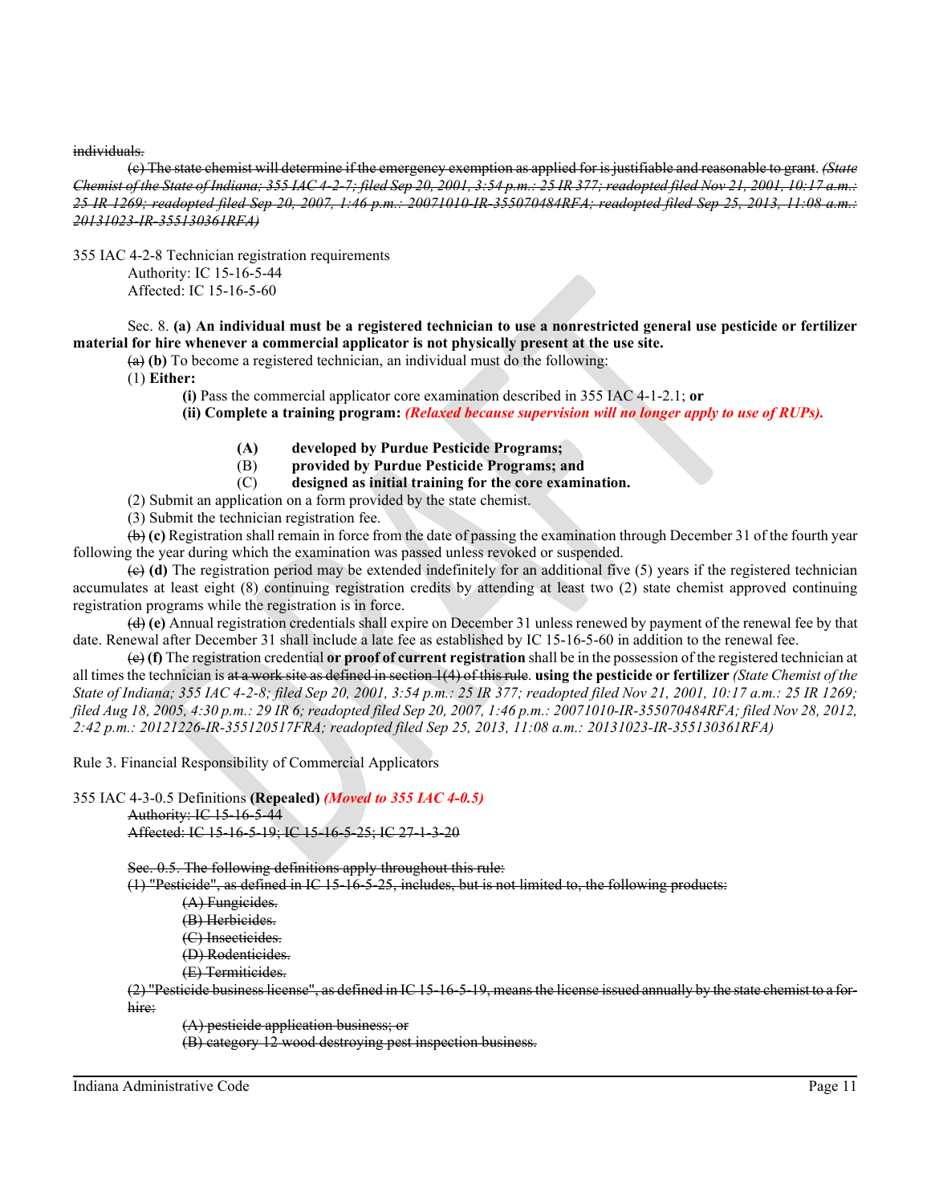~~individuals.~~

~~(c) The state chemist will determine if the emergency exemption as applied for is justifiable and reasonable to grant.~~ ~~*(State Chemist of the State of Indiana; 355 IAC 4-2-7; filed Sep 20, 2001, 3:54 p.m.: 25 IR 377; readopted filed Nov 21, 2001, 10:17 a.m.: 25 IR 1269; readopted filed Sep 20, 2007, 1:46 p.m.: 20071010-IR-355070484RFA; readopted filed Sep 25, 2013, 11:08 a.m.: 20131023-IR-355130361RFA)*~~

355 IAC 4-2-8 Technician registration requirements

Authority: IC 15-16-5-44
Affected: IC 15-16-5-60

Sec. 8. **(a) An individual must be a registered technician to use a nonrestricted general use pesticide or fertilizer material for hire whenever a commercial applicator is not physically present at the use site.**

~~(a)~~ **(b)** To become a registered technician, an individual must do the following:

(1) **Either:**

**(i)** Pass the commercial applicator core examination described in 355 IAC 4-1-2.1; **or**

**(ii) Complete a training program:** ***(Relaxed because supervision will no longer apply to use of RUPs).***

**(A) developed by Purdue Pesticide Programs;**

(B) **provided by Purdue Pesticide Programs; and**

(C) **designed as initial training for the core examination.**

(2) Submit an application on a form provided by the state chemist.

(3) Submit the technician registration fee.

~~(b)~~ **(c)** Registration shall remain in force from the date of passing the examination through December 31 of the fourth year following the year during which the examination was passed unless revoked or suspended.

~~(c)~~ **(d)** The registration period may be extended indefinitely for an additional five (5) years if the registered technician accumulates at least eight (8) continuing registration credits by attending at least two (2) state chemist approved continuing registration programs while the registration is in force.

~~(d)~~ **(e)** Annual registration credentials shall expire on December 31 unless renewed by payment of the renewal fee by that date. Renewal after December 31 shall include a late fee as established by IC 15-16-5-60 in addition to the renewal fee.

~~(e)~~ **(f)** The registration credential **or proof of current registration** shall be in the possession of the registered technician at all times the technician is ~~at a work site as defined in section 1(4) of this rule.~~ **using the pesticide or fertilizer** *(State Chemist of the State of Indiana; 355 IAC 4-2-8; filed Sep 20, 2001, 3:54 p.m.: 25 IR 377; readopted filed Nov 21, 2001, 10:17 a.m.: 25 IR 1269; filed Aug 18, 2005, 4:30 p.m.: 29 IR 6; readopted filed Sep 20, 2007, 1:46 p.m.: 20071010-IR-355070484RFA; filed Nov 28, 2012, 2:42 p.m.: 20121226-IR-355120517FRA; readopted filed Sep 25, 2013, 11:08 a.m.: 20131023-IR-355130361RFA)*

Rule 3. Financial Responsibility of Commercial Applicators

355 IAC 4-3-0.5 Definitions **(Repealed)** ***(Moved to 355 IAC 4-0.5)***

~~Authority: IC 15-16-5-44~~
~~Affected: IC 15-16-5-19; IC 15-16-5-25; IC 27-1-3-20~~

~~Sec. 0.5. The following definitions apply throughout this rule:~~

~~(1) "Pesticide", as defined in IC 15-16-5-25, includes, but is not limited to, the following products:~~

~~(A) Fungicides.~~
~~(B) Herbicides.~~
~~(C) Insecticides.~~
~~(D) Rodenticides.~~
~~(E) Termiticides.~~

~~(2) "Pesticide business license", as defined in IC 15-16-5-19, means the license issued annually by the state chemist to a for-hire:~~

~~(A) pesticide application business; or~~
~~(B) category 12 wood destroying pest inspection business.~~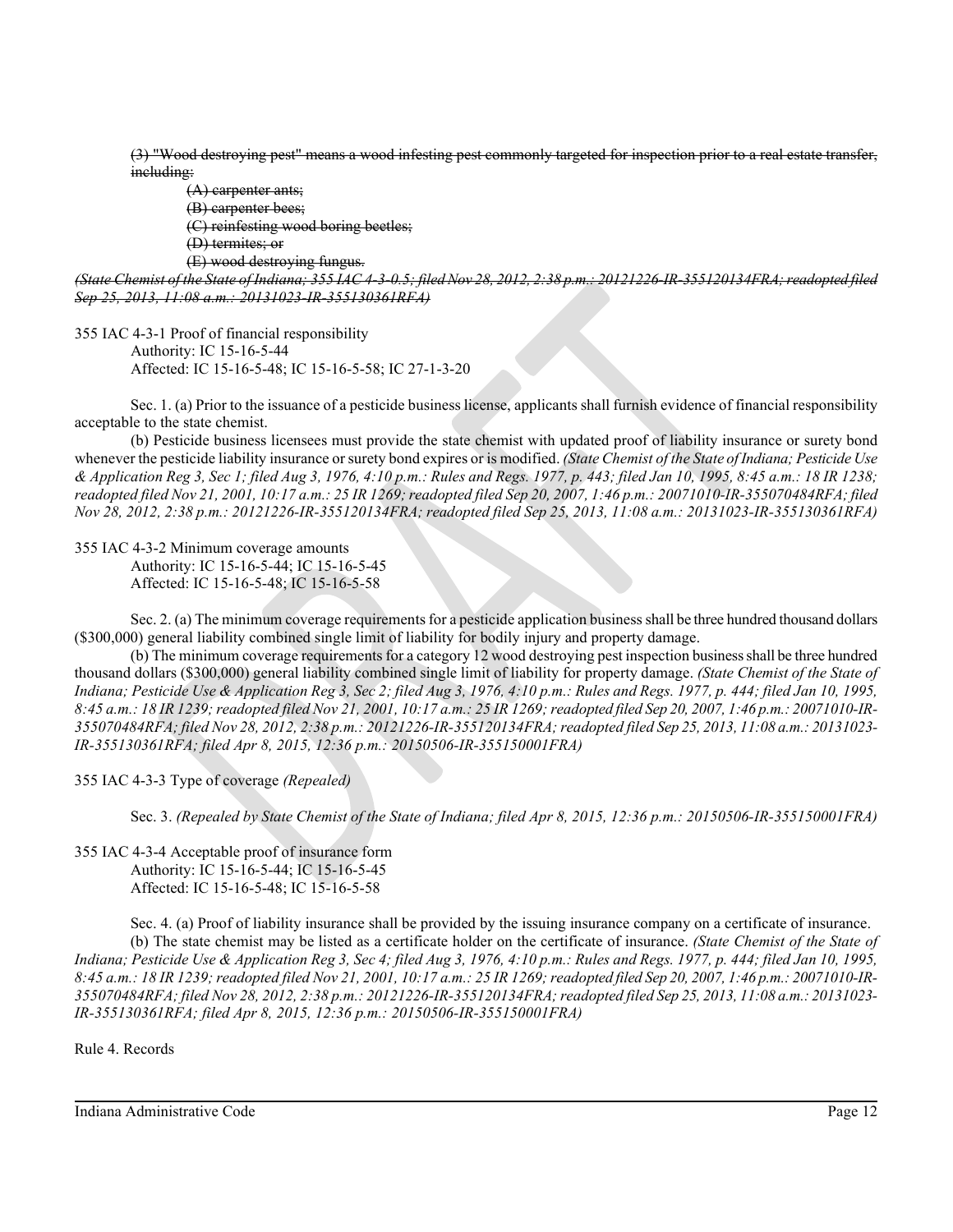~~(3) "Wood destroying pest" means a wood infesting pest commonly targeted for inspection prior to a real estate transfer, including:~~

~~(A) carpenter ants;~~
~~(B) carpenter bees;~~
~~(C) reinfesting wood boring beetles;~~
~~(D) termites; or~~
~~(E) wood destroying fungus.~~

~~*(State Chemist of the State of Indiana; 355 IAC 4-3-0.5; filed Nov 28, 2012, 2:38 p.m.: 20121226-IR-355120134FRA; readopted filed Sep 25, 2013, 11:08 a.m.: 20131023-IR-355130361RFA)*~~

355 IAC 4-3-1 Proof of financial responsibility
Authority: IC 15-16-5-44
Affected: IC 15-16-5-48; IC 15-16-5-58; IC 27-1-3-20

Sec. 1. (a) Prior to the issuance of a pesticide business license, applicants shall furnish evidence of financial responsibility acceptable to the state chemist.

(b) Pesticide business licensees must provide the state chemist with updated proof of liability insurance or surety bond whenever the pesticide liability insurance or surety bond expires or is modified. *(State Chemist of the State of Indiana; Pesticide Use & Application Reg 3, Sec 1; filed Aug 3, 1976, 4:10 p.m.: Rules and Regs. 1977, p. 443; filed Jan 10, 1995, 8:45 a.m.: 18 IR 1238; readopted filed Nov 21, 2001, 10:17 a.m.: 25 IR 1269; readopted filed Sep 20, 2007, 1:46 p.m.: 20071010-IR-355070484RFA; filed Nov 28, 2012, 2:38 p.m.: 20121226-IR-355120134FRA; readopted filed Sep 25, 2013, 11:08 a.m.: 20131023-IR-355130361RFA)*

355 IAC 4-3-2 Minimum coverage amounts
Authority: IC 15-16-5-44; IC 15-16-5-45
Affected: IC 15-16-5-48; IC 15-16-5-58

Sec. 2. (a) The minimum coverage requirements for a pesticide application business shall be three hundred thousand dollars ($300,000) general liability combined single limit of liability for bodily injury and property damage.

(b) The minimum coverage requirements for a category 12 wood destroying pest inspection business shall be three hundred thousand dollars ($300,000) general liability combined single limit of liability for property damage. *(State Chemist of the State of Indiana; Pesticide Use & Application Reg 3, Sec 2; filed Aug 3, 1976, 4:10 p.m.: Rules and Regs. 1977, p. 444; filed Jan 10, 1995, 8:45 a.m.: 18 IR 1239; readopted filed Nov 21, 2001, 10:17 a.m.: 25 IR 1269; readopted filed Sep 20, 2007, 1:46 p.m.: 20071010-IR-355070484RFA; filed Nov 28, 2012, 2:38 p.m.: 20121226-IR-355120134FRA; readopted filed Sep 25, 2013, 11:08 a.m.: 20131023-IR-355130361RFA; filed Apr 8, 2015, 12:36 p.m.: 20150506-IR-355150001FRA)*

355 IAC 4-3-3 Type of coverage *(Repealed)*

Sec. 3. *(Repealed by State Chemist of the State of Indiana; filed Apr 8, 2015, 12:36 p.m.: 20150506-IR-355150001FRA)*

355 IAC 4-3-4 Acceptable proof of insurance form
Authority: IC 15-16-5-44; IC 15-16-5-45
Affected: IC 15-16-5-48; IC 15-16-5-58

Sec. 4. (a) Proof of liability insurance shall be provided by the issuing insurance company on a certificate of insurance.

(b) The state chemist may be listed as a certificate holder on the certificate of insurance. *(State Chemist of the State of Indiana; Pesticide Use & Application Reg 3, Sec 4; filed Aug 3, 1976, 4:10 p.m.: Rules and Regs. 1977, p. 444; filed Jan 10, 1995, 8:45 a.m.: 18 IR 1239; readopted filed Nov 21, 2001, 10:17 a.m.: 25 IR 1269; readopted filed Sep 20, 2007, 1:46 p.m.: 20071010-IR-355070484RFA; filed Nov 28, 2012, 2:38 p.m.: 20121226-IR-355120134FRA; readopted filed Sep 25, 2013, 11:08 a.m.: 20131023-IR-355130361RFA; filed Apr 8, 2015, 12:36 p.m.: 20150506-IR-355150001FRA)*

Rule 4. Records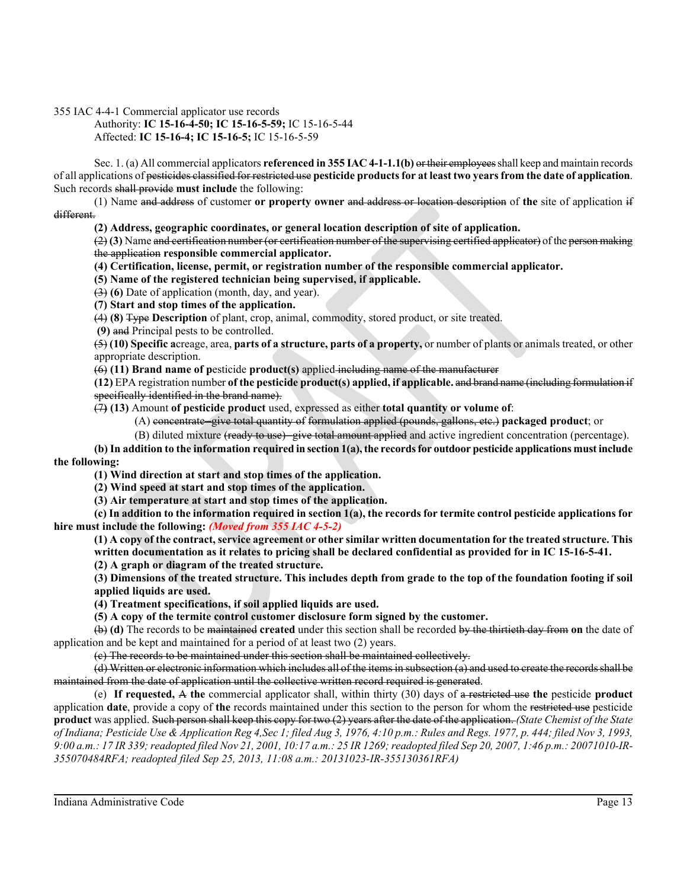355 IAC 4-4-1 Commercial applicator use records

Authority: **IC 15-16-4-50; IC 15-16-5-59;** IC 15-16-5-44

Affected: **IC 15-16-4; IC 15-16-5;** IC 15-16-5-59

Sec. 1. (a) All commercial applicators **referenced in 355 IAC 4-1-1.1(b)** ~~or their employees~~ shall keep and maintain records of all applications of ~~pesticides classified for restricted use~~ **pesticide products for at least two years from the date of application**. Such records ~~shall provide~~ **must include** the following:

(1) Name ~~and address~~ of customer **or property owner** ~~and address or location description~~ of **the** site of application ~~if different.~~

**(2) Address, geographic coordinates, or general location description of site of application.**

~~(2)~~ **(3)** Name ~~and certification number (or certification number of the supervising certified applicator)~~ of the ~~person making the application~~ **responsible commercial applicator.**

**(4) Certification, license, permit, or registration number of the responsible commercial applicator.**

**(5) Name of the registered technician being supervised, if applicable.**

~~(3)~~ **(6)** Date of application (month, day, and year).

**(7) Start and stop times of the application.**

~~(4)~~ **(8)** ~~Type~~ **Description** of plant, crop, animal, commodity, stored product, or site treated.

**(9)** ~~and~~ Principal pests to be controlled.

~~(5)~~ **(10) Specific a**creage, area, **parts of a structure, parts of a property,** or number of plants or animals treated, or other appropriate description.

~~(6)~~ **(11) Brand name of p**esticide **product(s)** applied ~~including name of the manufacturer~~

**(12)** EPA registration number **of the pesticide product(s) applied, if applicable.** ~~and brand name (including formulation if specifically identified in the brand name).~~

~~(7)~~ **(13)** Amount **of pesticide product** used, expressed as either **total quantity or volume of**:

(A) ~~concentrate--give total quantity of formulation applied (pounds, gallons, etc.)~~ **packaged product**; or

(B) diluted mixture ~~(ready to use)--give total amount applied~~ and active ingredient concentration (percentage).

**(b) In addition to the information required in section 1(a), the records for outdoor pesticide applications must include the following:**

**(1) Wind direction at start and stop times of the application.**

**(2) Wind speed at start and stop times of the application.**

**(3) Air temperature at start and stop times of the application.**

**(c) In addition to the information required in section 1(a), the records for termite control pesticide applications for hire must include the following:** ***(Moved from 355 IAC 4-5-2)***

**(1) A copy of the contract, service agreement or other similar written documentation for the treated structure. This written documentation as it relates to pricing shall be declared confidential as provided for in IC 15-16-5-41.**

**(2) A graph or diagram of the treated structure.**

**(3) Dimensions of the treated structure. This includes depth from grade to the top of the foundation footing if soil applied liquids are used.**

**(4) Treatment specifications, if soil applied liquids are used.**

**(5) A copy of the termite control customer disclosure form signed by the customer.**

~~(b)~~ **(d)** The records to be ~~maintained~~ **created** under this section shall be recorded ~~by the thirtieth day from~~ **on** the date of application and be kept and maintained for a period of at least two (2) years.

~~(c) The records to be maintained under this section shall be maintained collectively.~~

~~(d) Written or electronic information which includes all of the items in subsection (a) and used to create the records shall be maintained from the date of application until the collective written record required is generated.~~

(e) **If requested,** ~~A~~ **the** commercial applicator shall, within thirty (30) days of ~~a restricted use~~ **the** pesticide **product** application **date**, provide a copy of **the** records maintained under this section to the person for whom the ~~restricted use~~ pesticide **product** was applied. ~~Such person shall keep this copy for two (2) years after the date of the application.~~ *(State Chemist of the State of Indiana; Pesticide Use & Application Reg 4,Sec 1; filed Aug 3, 1976, 4:10 p.m.: Rules and Regs. 1977, p. 444; filed Nov 3, 1993, 9:00 a.m.: 17 IR 339; readopted filed Nov 21, 2001, 10:17 a.m.: 25 IR 1269; readopted filed Sep 20, 2007, 1:46 p.m.: 20071010-IR-355070484RFA; readopted filed Sep 25, 2013, 11:08 a.m.: 20131023-IR-355130361RFA)*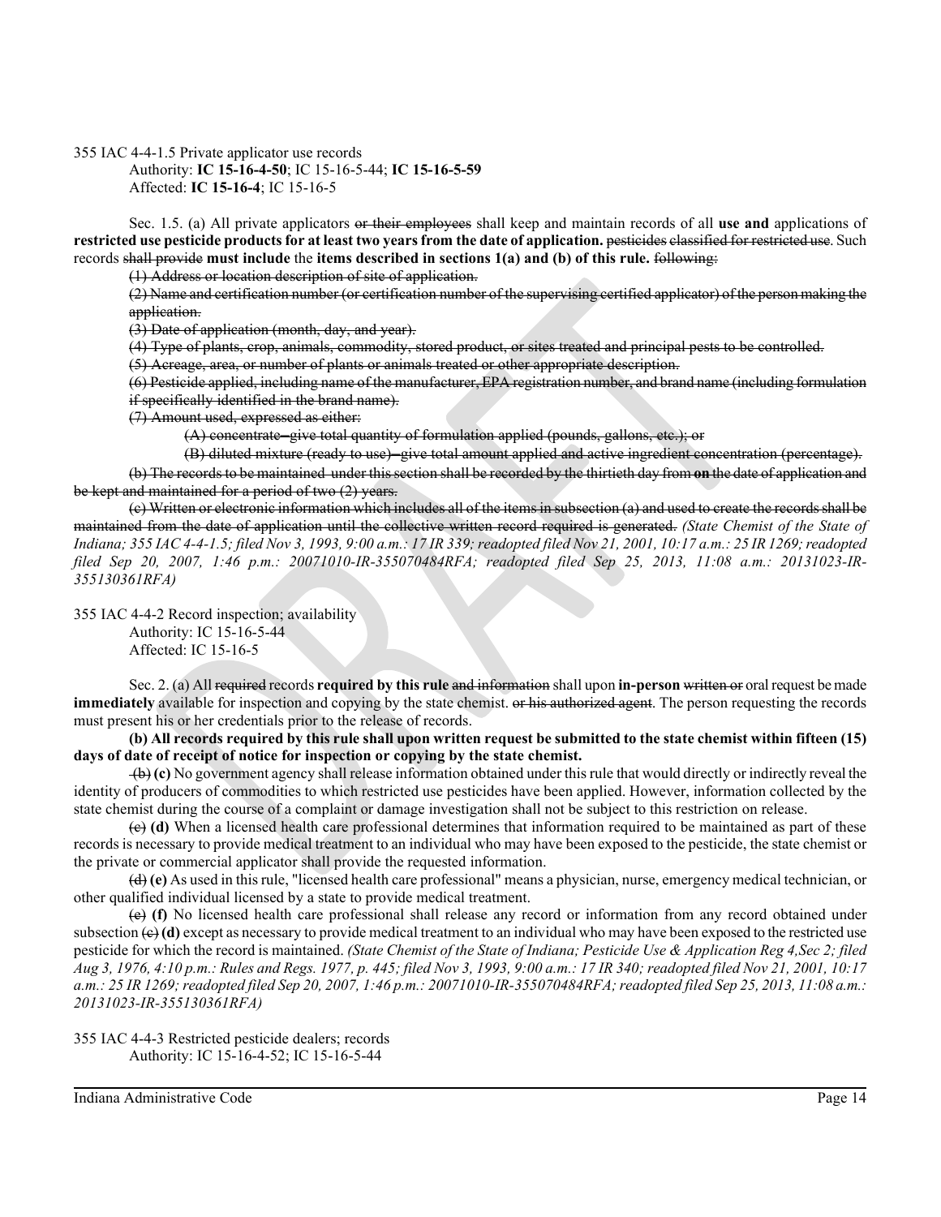355 IAC 4-4-1.5 Private applicator use records

Authority: **IC 15-16-4-50**; IC 15-16-5-44; **IC 15-16-5-59**
Affected: **IC 15-16-4**; IC 15-16-5

Sec. 1.5. (a) All private applicators ~~or their employees~~ shall keep and maintain records of all **use and** applications of **restricted use pesticide products for at least two years from the date of application.** ~~pesticides classified for restricted use~~. Such records ~~shall provide~~ **must include** the **items described in sections 1(a) and (b) of this rule.** ~~following:~~

~~(1) Address or location description of site of application.~~

~~(2) Name and certification number (or certification number of the supervising certified applicator) of the person making the application.~~

~~(3) Date of application (month, day, and year).~~

~~(4) Type of plants, crop, animals, commodity, stored product, or sites treated and principal pests to be controlled.~~

~~(5) Acreage, area, or number of plants or animals treated or other appropriate description.~~

~~(6) Pesticide applied, including name of the manufacturer, EPA registration number, and brand name (including formulation if specifically identified in the brand name).~~

~~(7) Amount used, expressed as either:~~

~~(A) concentrate--give total quantity of formulation applied (pounds, gallons, etc.); or~~

~~(B) diluted mixture (ready to use)--give total amount applied and active ingredient concentration (percentage).~~

~~(b) The records to be maintained under this section shall be recorded by the thirtieth day from~~ **on** ~~the date of application and be kept and maintained for a period of two (2) years.~~

~~(c) Written or electronic information which includes all of the items in subsection (a) and used to create the records shall be maintained from the date of application until the collective written record required is generated.~~ *(State Chemist of the State of Indiana; 355 IAC 4-4-1.5; filed Nov 3, 1993, 9:00 a.m.: 17 IR 339; readopted filed Nov 21, 2001, 10:17 a.m.: 25 IR 1269; readopted filed Sep 20, 2007, 1:46 p.m.: 20071010-IR-355070484RFA; readopted filed Sep 25, 2013, 11:08 a.m.: 20131023-IR-355130361RFA)*

355 IAC 4-4-2 Record inspection; availability

Authority: IC 15-16-5-44
Affected: IC 15-16-5

Sec. 2. (a) All ~~required~~ records **required by this rule** ~~and information~~ shall upon **in-person** ~~written or~~ oral request be made **immediately** available for inspection and copying by the state chemist. ~~or his authorized agent~~. The person requesting the records must present his or her credentials prior to the release of records.

**(b) All records required by this rule shall upon written request be submitted to the state chemist within fifteen (15) days of date of receipt of notice for inspection or copying by the state chemist.**

~~(b)~~ **(c)** No government agency shall release information obtained under this rule that would directly or indirectly reveal the identity of producers of commodities to which restricted use pesticides have been applied. However, information collected by the state chemist during the course of a complaint or damage investigation shall not be subject to this restriction on release.

~~(c)~~ **(d)** When a licensed health care professional determines that information required to be maintained as part of these records is necessary to provide medical treatment to an individual who may have been exposed to the pesticide, the state chemist or the private or commercial applicator shall provide the requested information.

~~(d)~~ **(e)** As used in this rule, "licensed health care professional" means a physician, nurse, emergency medical technician, or other qualified individual licensed by a state to provide medical treatment.

~~(e)~~ **(f)** No licensed health care professional shall release any record or information from any record obtained under subsection ~~(c)~~ **(d)** except as necessary to provide medical treatment to an individual who may have been exposed to the restricted use pesticide for which the record is maintained. *(State Chemist of the State of Indiana; Pesticide Use & Application Reg 4,Sec 2; filed Aug 3, 1976, 4:10 p.m.: Rules and Regs. 1977, p. 445; filed Nov 3, 1993, 9:00 a.m.: 17 IR 340; readopted filed Nov 21, 2001, 10:17 a.m.: 25 IR 1269; readopted filed Sep 20, 2007, 1:46 p.m.: 20071010-IR-355070484RFA; readopted filed Sep 25, 2013, 11:08 a.m.: 20131023-IR-355130361RFA)*

355 IAC 4-4-3 Restricted pesticide dealers; records

Authority: IC 15-16-4-52; IC 15-16-5-44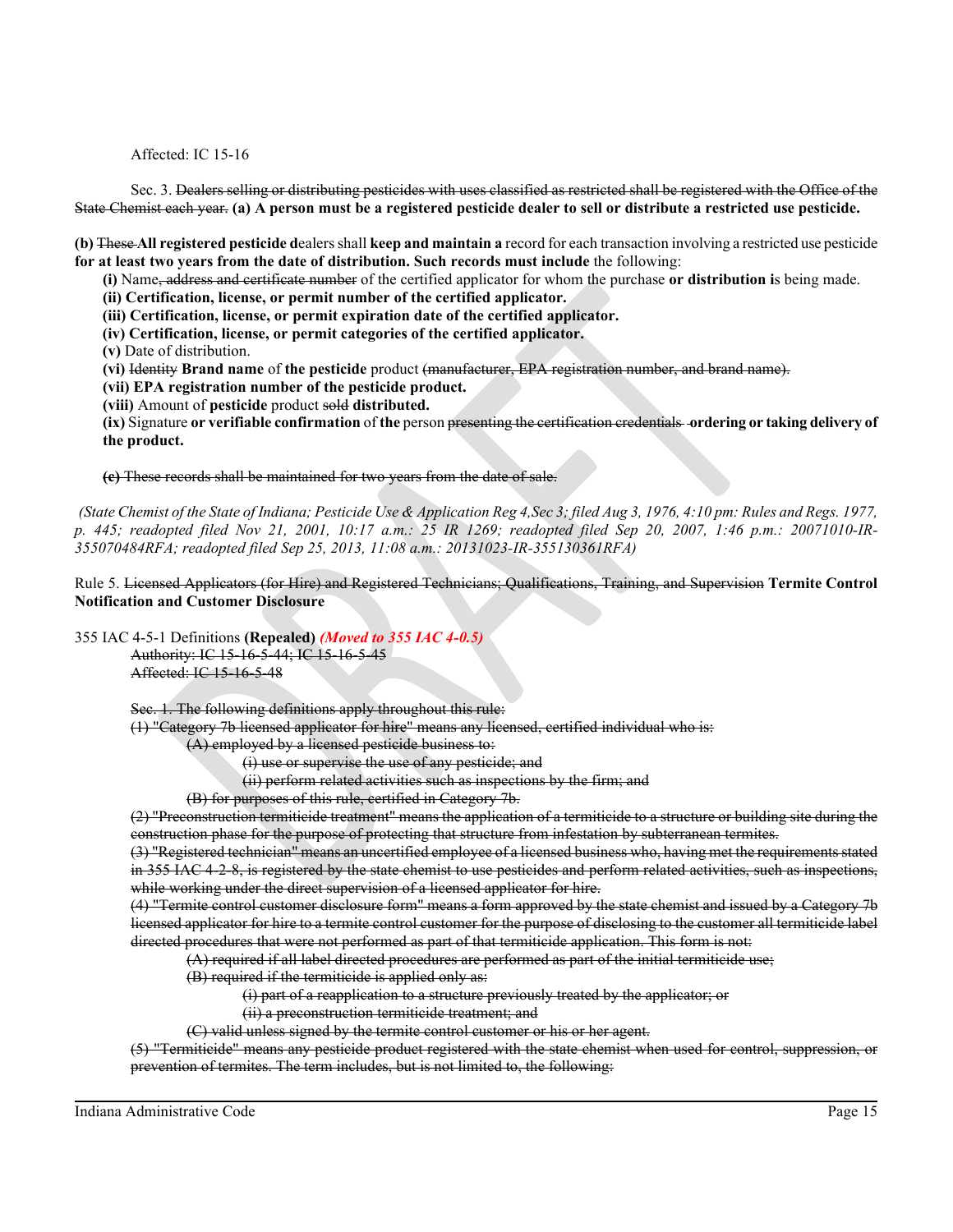Affected: IC 15-16

Sec. 3. ~~Dealers selling or distributing pesticides with uses classified as restricted shall be registered with the Office of the State Chemist each year.~~ **(a) A person must be a registered pesticide dealer to sell or distribute a restricted use pesticide.**

**(b)** ~~These~~ **All registered pesticide d**ealers shall **keep and maintain a** record for each transaction involving a restricted use pesticide **for at least two years from the date of distribution. Such records must include** the following:

**(i)** Name~~, address and certificate number~~ of the certified applicator for whom the purchase **or distribution i**s being made.

**(ii) Certification, license, or permit number of the certified applicator.**

**(iii) Certification, license, or permit expiration date of the certified applicator.**

**(iv) Certification, license, or permit categories of the certified applicator.**

**(v)** Date of distribution.

**(vi)** ~~Identity~~ **Brand name** of **the pesticide** product ~~(manufacturer, EPA registration number, and brand name).~~

**(vii) EPA registration number of the pesticide product.**

**(viii)** Amount of **pesticide** product ~~sold~~ **distributed.**

**(ix)** Signature **or verifiable confirmation** of **the** person ~~presenting the certification credentials~~ **ordering or taking delivery of the product.**

~~**(c)** These records shall be maintained for two years from the date of sale.~~

*(State Chemist of the State of Indiana; Pesticide Use & Application Reg 4,Sec 3; filed Aug 3, 1976, 4:10 pm: Rules and Regs. 1977, p. 445; readopted filed Nov 21, 2001, 10:17 a.m.: 25 IR 1269; readopted filed Sep 20, 2007, 1:46 p.m.: 20071010-IR-355070484RFA; readopted filed Sep 25, 2013, 11:08 a.m.: 20131023-IR-355130361RFA)*

Rule 5. ~~Licensed Applicators (for Hire) and Registered Technicians; Qualifications, Training, and Supervision~~ **Termite Control Notification and Customer Disclosure**

355 IAC 4-5-1 Definitions **(Repealed)** ***(Moved to 355 IAC 4-0.5)***

~~Authority: IC 15-16-5-44; IC 15-16-5-45~~

~~Affected: IC 15-16-5-48~~

~~Sec. 1. The following definitions apply throughout this rule:~~

~~(1) "Category 7b licensed applicator for hire" means any licensed, certified individual who is:~~

~~(A) employed by a licensed pesticide business to:~~

~~(i) use or supervise the use of any pesticide; and~~

~~(ii) perform related activities such as inspections by the firm; and~~

~~(B) for purposes of this rule, certified in Category 7b.~~

~~(2) "Preconstruction termiticide treatment" means the application of a termiticide to a structure or building site during the construction phase for the purpose of protecting that structure from infestation by subterranean termites.~~

~~(3) "Registered technician" means an uncertified employee of a licensed business who, having met the requirements stated in 355 IAC 4-2-8, is registered by the state chemist to use pesticides and perform related activities, such as inspections, while working under the direct supervision of a licensed applicator for hire.~~

~~(4) "Termite control customer disclosure form" means a form approved by the state chemist and issued by a Category 7b licensed applicator for hire to a termite control customer for the purpose of disclosing to the customer all termiticide label directed procedures that were not performed as part of that termiticide application. This form is not:~~

~~(A) required if all label directed procedures are performed as part of the initial termiticide use;~~

~~(B) required if the termiticide is applied only as:~~

~~(i) part of a reapplication to a structure previously treated by the applicator; or~~

~~(ii) a preconstruction termiticide treatment; and~~

~~(C) valid unless signed by the termite control customer or his or her agent.~~

~~(5) "Termiticide" means any pesticide product registered with the state chemist when used for control, suppression, or prevention of termites. The term includes, but is not limited to, the following:~~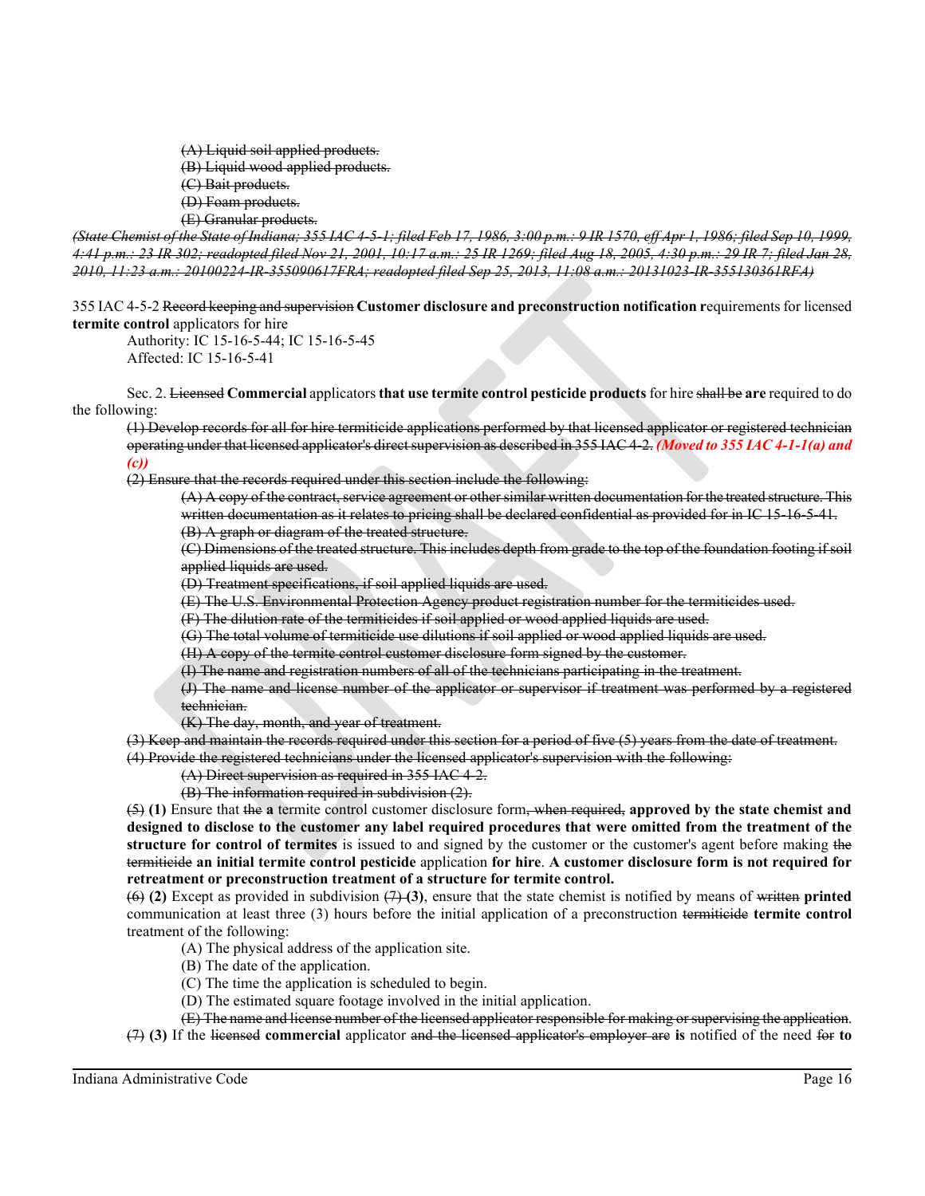~~(A) Liquid soil applied products.~~

~~(B) Liquid wood applied products.~~

~~(C) Bait products.~~

~~(D) Foam products.~~

~~(E) Granular products.~~

~~*(State Chemist of the State of Indiana; 355 IAC 4-5-1; filed Feb 17, 1986, 3:00 p.m.: 9 IR 1570, eff Apr 1, 1986; filed Sep 10, 1999, 4:41 p.m.: 23 IR 302; readopted filed Nov 21, 2001, 10:17 a.m.: 25 IR 1269; filed Aug 18, 2005, 4:30 p.m.: 29 IR 7; filed Jan 28, 2010, 11:23 a.m.: 20100224-IR-355090617FRA; readopted filed Sep 25, 2013, 11:08 a.m.: 20131023-IR-355130361RFA)*~~

355 IAC 4-5-2 ~~Record keeping and supervision~~ **Customer disclosure and preconstruction notification r**equirements for licensed **termite control** applicators for hire

Authority: IC 15-16-5-44; IC 15-16-5-45
Affected: IC 15-16-5-41

Sec. 2. ~~Licensed~~ **Commercial** applicators **that use termite control pesticide products** for hire ~~shall be~~ **are** required to do the following:

~~(1) Develop records for all for hire termiticide applications performed by that licensed applicator or registered technician operating under that licensed applicator's direct supervision as described in 355 IAC 4-2.~~ ***(Moved to 355 IAC 4-1-1(a) and (c))***

~~(2) Ensure that the records required under this section include the following:~~

~~(A) A copy of the contract, service agreement or other similar written documentation for the treated structure. This written documentation as it relates to pricing shall be declared confidential as provided for in IC 15-16-5-41.~~

~~(B) A graph or diagram of the treated structure.~~

~~(C) Dimensions of the treated structure. This includes depth from grade to the top of the foundation footing if soil applied liquids are used.~~

~~(D) Treatment specifications, if soil applied liquids are used.~~

~~(E) The U.S. Environmental Protection Agency product registration number for the termiticides used.~~

~~(F) The dilution rate of the termiticides if soil applied or wood applied liquids are used.~~

~~(G) The total volume of termiticide use dilutions if soil applied or wood applied liquids are used.~~

~~(H) A copy of the termite control customer disclosure form signed by the customer.~~

~~(I) The name and registration numbers of all of the technicians participating in the treatment.~~

~~(J) The name and license number of the applicator or supervisor if treatment was performed by a registered technician.~~

~~(K) The day, month, and year of treatment.~~

~~(3) Keep and maintain the records required under this section for a period of five (5) years from the date of treatment.~~

~~(4) Provide the registered technicians under the licensed applicator's supervision with the following:~~

~~(A) Direct supervision as required in 355 IAC 4-2.~~

~~(B) The information required in subdivision (2).~~

~~(5)~~ **(1)** Ensure that ~~the~~ **a** termite control customer disclosure form~~, when required,~~ **approved by the state chemist and designed to disclose to the customer any label required procedures that were omitted from the treatment of the structure for control of termites** is issued to and signed by the customer or the customer's agent before making ~~the termiticide~~ **an initial termite control pesticide** application **for hire**. **A customer disclosure form is not required for retreatment or preconstruction treatment of a structure for termite control.**

~~(6)~~ **(2)** Except as provided in subdivision ~~(7)~~ **(3)**, ensure that the state chemist is notified by means of ~~written~~ **printed** communication at least three (3) hours before the initial application of a preconstruction ~~termiticide~~ **termite control** treatment of the following:

(A) The physical address of the application site.

(B) The date of the application.

(C) The time the application is scheduled to begin.

(D) The estimated square footage involved in the initial application.

~~(E) The name and license number of the licensed applicator responsible for making or supervising the application.~~

~~(7)~~ **(3)** If the ~~licensed~~ **commercial** applicator ~~and the licensed applicator's employer are~~ **is** notified of the need ~~for~~ **to**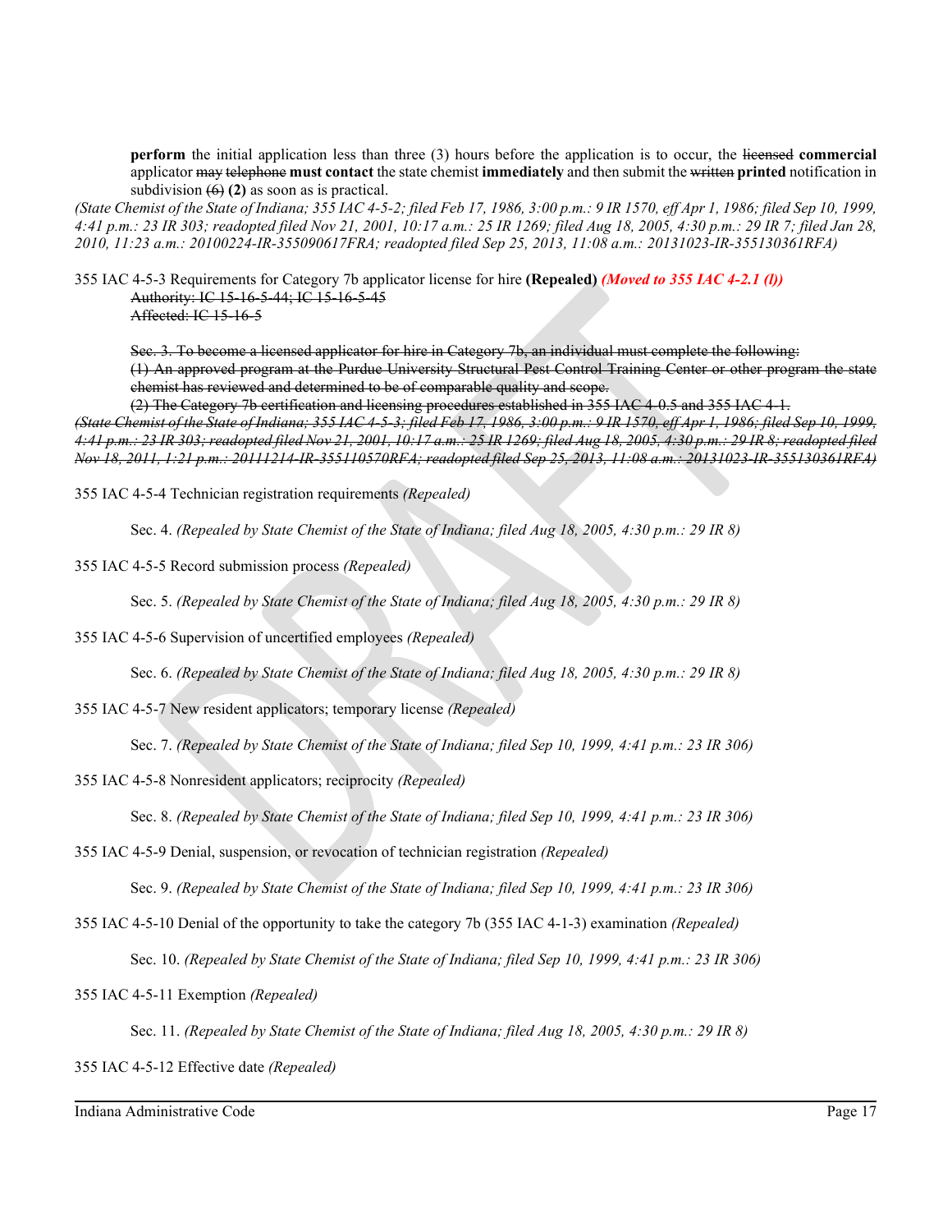**perform** the initial application less than three (3) hours before the application is to occur, the ~~licensed~~ **commercial** applicator ~~may telephone~~ **must contact** the state chemist **immediately** and then submit the ~~written~~ **printed** notification in subdivision ~~(6)~~ **(2)** as soon as is practical.

*(State Chemist of the State of Indiana; 355 IAC 4-5-2; filed Feb 17, 1986, 3:00 p.m.: 9 IR 1570, eff Apr 1, 1986; filed Sep 10, 1999, 4:41 p.m.: 23 IR 303; readopted filed Nov 21, 2001, 10:17 a.m.: 25 IR 1269; filed Aug 18, 2005, 4:30 p.m.: 29 IR 7; filed Jan 28, 2010, 11:23 a.m.: 20100224-IR-355090617FRA; readopted filed Sep 25, 2013, 11:08 a.m.: 20131023-IR-355130361RFA)*

355 IAC 4-5-3 Requirements for Category 7b applicator license for hire **(Repealed)** ***(Moved to 355 IAC 4-2.1 (l))***

~~Authority: IC 15-16-5-44; IC 15-16-5-45~~
~~Affected: IC 15-16-5~~

~~Sec. 3. To become a licensed applicator for hire in Category 7b, an individual must complete the following:~~
~~(1) An approved program at the Purdue University Structural Pest Control Training Center or other program the state chemist has reviewed and determined to be of comparable quality and scope.~~
~~(2) The Category 7b certification and licensing procedures established in 355 IAC 4-0.5 and 355 IAC 4-1.~~

~~*(State Chemist of the State of Indiana; 355 IAC 4-5-3; filed Feb 17, 1986, 3:00 p.m.: 9 IR 1570, eff Apr 1, 1986; filed Sep 10, 1999, 4:41 p.m.: 23 IR 303; readopted filed Nov 21, 2001, 10:17 a.m.: 25 IR 1269; filed Aug 18, 2005, 4:30 p.m.: 29 IR 8; readopted filed Nov 18, 2011, 1:21 p.m.: 20111214-IR-355110570RFA; readopted filed Sep 25, 2013, 11:08 a.m.: 20131023-IR-355130361RFA)*~~

355 IAC 4-5-4 Technician registration requirements *(Repealed)*

Sec. 4. *(Repealed by State Chemist of the State of Indiana; filed Aug 18, 2005, 4:30 p.m.: 29 IR 8)*

355 IAC 4-5-5 Record submission process *(Repealed)*

Sec. 5. *(Repealed by State Chemist of the State of Indiana; filed Aug 18, 2005, 4:30 p.m.: 29 IR 8)*

355 IAC 4-5-6 Supervision of uncertified employees *(Repealed)*

Sec. 6. *(Repealed by State Chemist of the State of Indiana; filed Aug 18, 2005, 4:30 p.m.: 29 IR 8)*

355 IAC 4-5-7 New resident applicators; temporary license *(Repealed)*

Sec. 7. *(Repealed by State Chemist of the State of Indiana; filed Sep 10, 1999, 4:41 p.m.: 23 IR 306)*

355 IAC 4-5-8 Nonresident applicators; reciprocity *(Repealed)*

Sec. 8. *(Repealed by State Chemist of the State of Indiana; filed Sep 10, 1999, 4:41 p.m.: 23 IR 306)*

355 IAC 4-5-9 Denial, suspension, or revocation of technician registration *(Repealed)*

Sec. 9. *(Repealed by State Chemist of the State of Indiana; filed Sep 10, 1999, 4:41 p.m.: 23 IR 306)*

355 IAC 4-5-10 Denial of the opportunity to take the category 7b (355 IAC 4-1-3) examination *(Repealed)*

Sec. 10. *(Repealed by State Chemist of the State of Indiana; filed Sep 10, 1999, 4:41 p.m.: 23 IR 306)*

355 IAC 4-5-11 Exemption *(Repealed)*

Sec. 11. *(Repealed by State Chemist of the State of Indiana; filed Aug 18, 2005, 4:30 p.m.: 29 IR 8)*

355 IAC 4-5-12 Effective date *(Repealed)*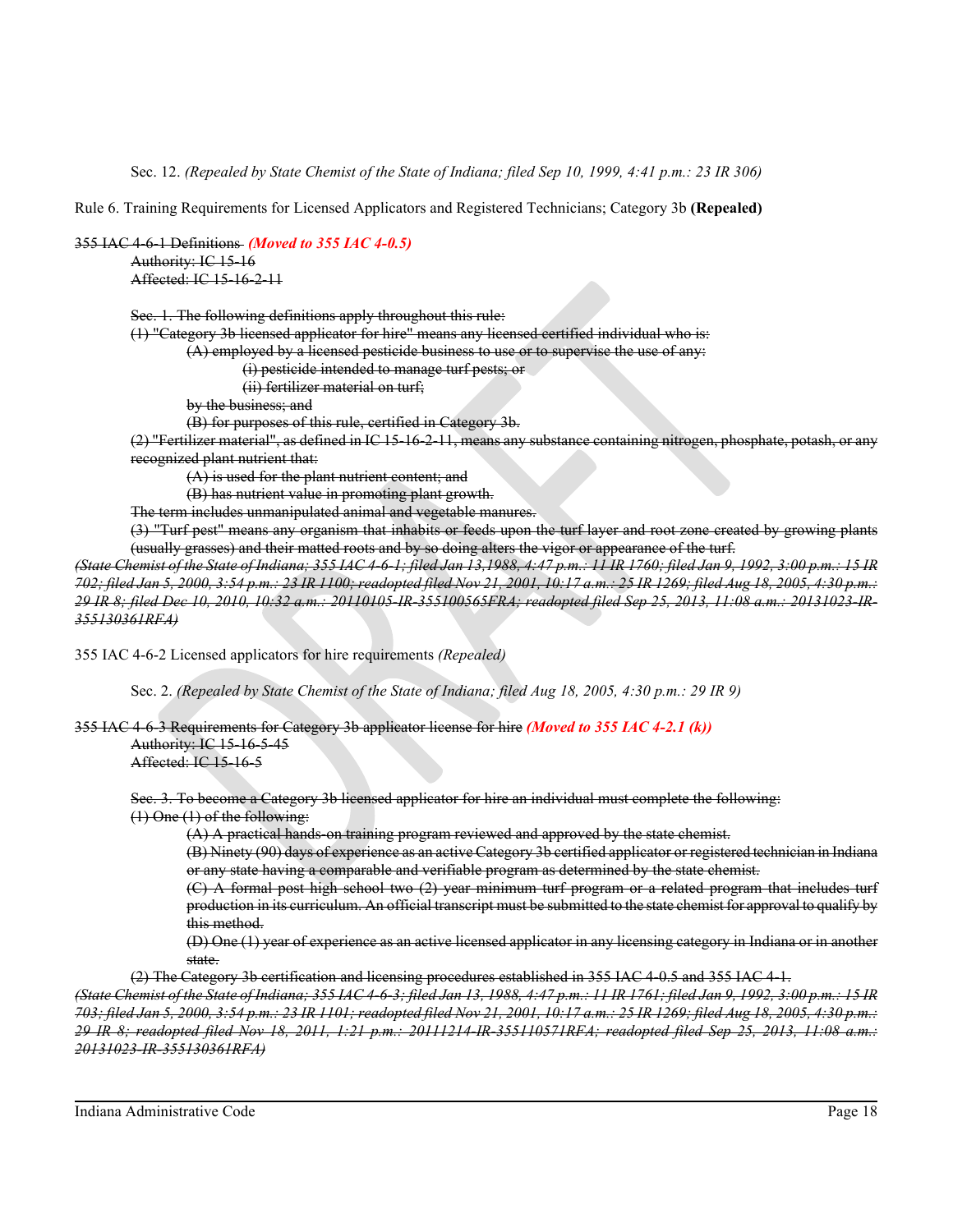Sec. 12. *(Repealed by State Chemist of the State of Indiana; filed Sep 10, 1999, 4:41 p.m.: 23 IR 306)*

Rule 6. Training Requirements for Licensed Applicators and Registered Technicians; Category 3b **(Repealed)**

~~355 IAC 4-6-1 Definitions~~ ***(Moved to 355 IAC 4-0.5)***

~~Authority: IC 15-16~~
~~Affected: IC 15-16-2-11~~

~~Sec. 1. The following definitions apply throughout this rule:~~
~~(1) "Category 3b licensed applicator for hire" means any licensed certified individual who is:~~
~~(A) employed by a licensed pesticide business to use or to supervise the use of any:~~
~~(i) pesticide intended to manage turf pests; or~~
~~(ii) fertilizer material on turf;~~
~~by the business; and~~
~~(B) for purposes of this rule, certified in Category 3b.~~
~~(2) "Fertilizer material", as defined in IC 15-16-2-11, means any substance containing nitrogen, phosphate, potash, or any recognized plant nutrient that:~~
~~(A) is used for the plant nutrient content; and~~
~~(B) has nutrient value in promoting plant growth.~~
~~The term includes unmanipulated animal and vegetable manures.~~
~~(3) "Turf pest" means any organism that inhabits or feeds upon the turf layer and root zone created by growing plants (usually grasses) and their matted roots and by so doing alters the vigor or appearance of the turf.~~
~~*(State Chemist of the State of Indiana; 355 IAC 4-6-1; filed Jan 13,1988, 4:47 p.m.: 11 IR 1760; filed Jan 9, 1992, 3:00 p.m.: 15 IR 702; filed Jan 5, 2000, 3:54 p.m.: 23 IR 1100; readopted filed Nov 21, 2001, 10:17 a.m.: 25 IR 1269; filed Aug 18, 2005, 4:30 p.m.: 29 IR 8; filed Dec 10, 2010, 10:32 a.m.: 20110105-IR-355100565FRA; readopted filed Sep 25, 2013, 11:08 a.m.: 20131023-IR-355130361RFA)*~~

355 IAC 4-6-2 Licensed applicators for hire requirements *(Repealed)*

Sec. 2. *(Repealed by State Chemist of the State of Indiana; filed Aug 18, 2005, 4:30 p.m.: 29 IR 9)*

~~355 IAC 4-6-3 Requirements for Category 3b applicator license for hire~~ ***(Moved to 355 IAC 4-2.1 (k))***

~~Authority: IC 15-16-5-45~~
~~Affected: IC 15-16-5~~

~~Sec. 3. To become a Category 3b licensed applicator for hire an individual must complete the following:~~
~~(1) One (1) of the following:~~
~~(A) A practical hands-on training program reviewed and approved by the state chemist.~~
~~(B) Ninety (90) days of experience as an active Category 3b certified applicator or registered technician in Indiana or any state having a comparable and verifiable program as determined by the state chemist.~~
~~(C) A formal post high school two (2) year minimum turf program or a related program that includes turf production in its curriculum. An official transcript must be submitted to the state chemist for approval to qualify by this method.~~
~~(D) One (1) year of experience as an active licensed applicator in any licensing category in Indiana or in another state.~~
~~(2) The Category 3b certification and licensing procedures established in 355 IAC 4-0.5 and 355 IAC 4-1.~~
~~*(State Chemist of the State of Indiana; 355 IAC 4-6-3; filed Jan 13, 1988, 4:47 p.m.: 11 IR 1761; filed Jan 9, 1992, 3:00 p.m.: 15 IR 703; filed Jan 5, 2000, 3:54 p.m.: 23 IR 1101; readopted filed Nov 21, 2001, 10:17 a.m.: 25 IR 1269; filed Aug 18, 2005, 4:30 p.m.: 29 IR 8; readopted filed Nov 18, 2011, 1:21 p.m.: 20111214-IR-355110571RFA; readopted filed Sep 25, 2013, 11:08 a.m.: 20131023-IR-355130361RFA)*~~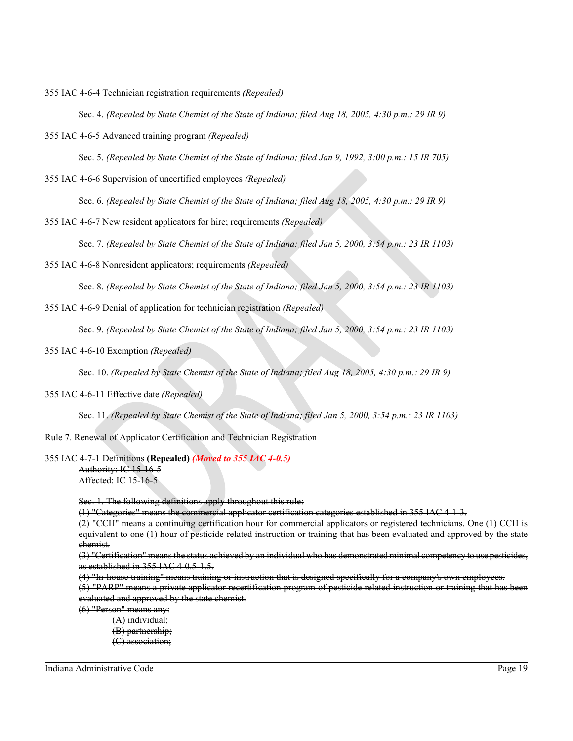355 IAC 4-6-4 Technician registration requirements *(Repealed)*

Sec. 4. *(Repealed by State Chemist of the State of Indiana; filed Aug 18, 2005, 4:30 p.m.: 29 IR 9)*

355 IAC 4-6-5 Advanced training program *(Repealed)*

Sec. 5. *(Repealed by State Chemist of the State of Indiana; filed Jan 9, 1992, 3:00 p.m.: 15 IR 705)*

355 IAC 4-6-6 Supervision of uncertified employees *(Repealed)*

Sec. 6. *(Repealed by State Chemist of the State of Indiana; filed Aug 18, 2005, 4:30 p.m.: 29 IR 9)*

355 IAC 4-6-7 New resident applicators for hire; requirements *(Repealed)*

Sec. 7. *(Repealed by State Chemist of the State of Indiana; filed Jan 5, 2000, 3:54 p.m.: 23 IR 1103)*

355 IAC 4-6-8 Nonresident applicators; requirements *(Repealed)*

Sec. 8. *(Repealed by State Chemist of the State of Indiana; filed Jan 5, 2000, 3:54 p.m.: 23 IR 1103)*

355 IAC 4-6-9 Denial of application for technician registration *(Repealed)*

Sec. 9. *(Repealed by State Chemist of the State of Indiana; filed Jan 5, 2000, 3:54 p.m.: 23 IR 1103)*

355 IAC 4-6-10 Exemption *(Repealed)*

Sec. 10. *(Repealed by State Chemist of the State of Indiana; filed Aug 18, 2005, 4:30 p.m.: 29 IR 9)*

355 IAC 4-6-11 Effective date *(Repealed)*

Sec. 11. *(Repealed by State Chemist of the State of Indiana; filed Jan 5, 2000, 3:54 p.m.: 23 IR 1103)*

Rule 7. Renewal of Applicator Certification and Technician Registration

355 IAC 4-7-1 Definitions **(Repealed)** ***(Moved to 355 IAC 4-0.5)***

~~Authority: IC 15-16-5~~
~~Affected: IC 15-16-5~~

~~Sec. 1. The following definitions apply throughout this rule:~~

~~(1) "Categories" means the commercial applicator certification categories established in 355 IAC 4-1-3.~~

~~(2) "CCH" means a continuing certification hour for commercial applicators or registered technicians. One (1) CCH is equivalent to one (1) hour of pesticide-related instruction or training that has been evaluated and approved by the state chemist.~~

~~(3) "Certification" means the status achieved by an individual who has demonstrated minimal competency to use pesticides, as established in 355 IAC 4-0.5-1.5.~~

~~(4) "In-house training" means training or instruction that is designed specifically for a company's own employees.~~

~~(5) "PARP" means a private applicator recertification program of pesticide related instruction or training that has been evaluated and approved by the state chemist.~~

~~(6) "Person" means any:~~

~~(A) individual;~~

~~(B) partnership;~~

~~(C) association;~~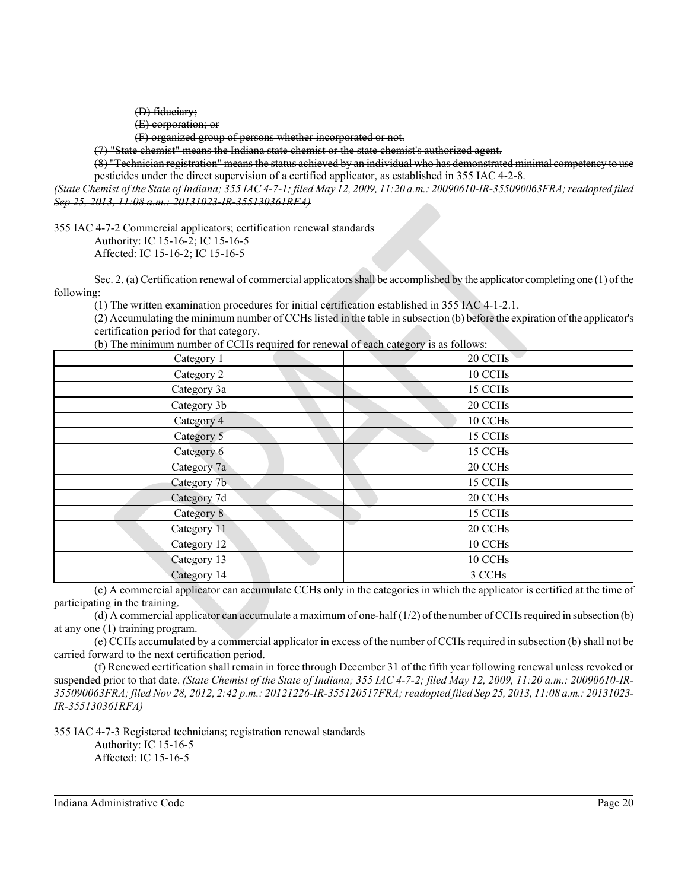~~(D) fiduciary;~~

~~(E) corporation; or~~

~~(F) organized group of persons whether incorporated or not.~~

~~(7) "State chemist" means the Indiana state chemist or the state chemist's authorized agent.~~

~~(8) "Technician registration" means the status achieved by an individual who has demonstrated minimal competency to use pesticides under the direct supervision of a certified applicator, as established in 355 IAC 4-2-8.~~

~~*(State Chemist of the State of Indiana; 355 IAC 4-7-1; filed May 12, 2009, 11:20 a.m.: 20090610-IR-355090063FRA; readopted filed Sep 25, 2013, 11:08 a.m.: 20131023-IR-355130361RFA)*~~

355 IAC 4-7-2 Commercial applicators; certification renewal standards

Authority: IC 15-16-2; IC 15-16-5

Affected: IC 15-16-2; IC 15-16-5

Sec. 2. (a) Certification renewal of commercial applicators shall be accomplished by the applicator completing one (1) of the following:

(1) The written examination procedures for initial certification established in 355 IAC 4-1-2.1.

(2) Accumulating the minimum number of CCHs listed in the table in subsection (b) before the expiration of the applicator's certification period for that category.

(b) The minimum number of CCHs required for renewal of each category is as follows:

| | |
|---|---|
| Category 1 | 20 CCHs |
| Category 2 | 10 CCHs |
| Category 3a | 15 CCHs |
| Category 3b | 20 CCHs |
| Category 4 | 10 CCHs |
| Category 5 | 15 CCHs |
| Category 6 | 15 CCHs |
| Category 7a | 20 CCHs |
| Category 7b | 15 CCHs |
| Category 7d | 20 CCHs |
| Category 8 | 15 CCHs |
| Category 11 | 20 CCHs |
| Category 12 | 10 CCHs |
| Category 13 | 10 CCHs |
| Category 14 | 3 CCHs |

(c) A commercial applicator can accumulate CCHs only in the categories in which the applicator is certified at the time of participating in the training.

(d) A commercial applicator can accumulate a maximum of one-half (1/2) of the number of CCHs required in subsection (b) at any one (1) training program.

(e) CCHs accumulated by a commercial applicator in excess of the number of CCHs required in subsection (b) shall not be carried forward to the next certification period.

(f) Renewed certification shall remain in force through December 31 of the fifth year following renewal unless revoked or suspended prior to that date. *(State Chemist of the State of Indiana; 355 IAC 4-7-2; filed May 12, 2009, 11:20 a.m.: 20090610-IR-355090063FRA; filed Nov 28, 2012, 2:42 p.m.: 20121226-IR-355120517FRA; readopted filed Sep 25, 2013, 11:08 a.m.: 20131023-IR-355130361RFA)*

355 IAC 4-7-3 Registered technicians; registration renewal standards

Authority: IC 15-16-5

Affected: IC 15-16-5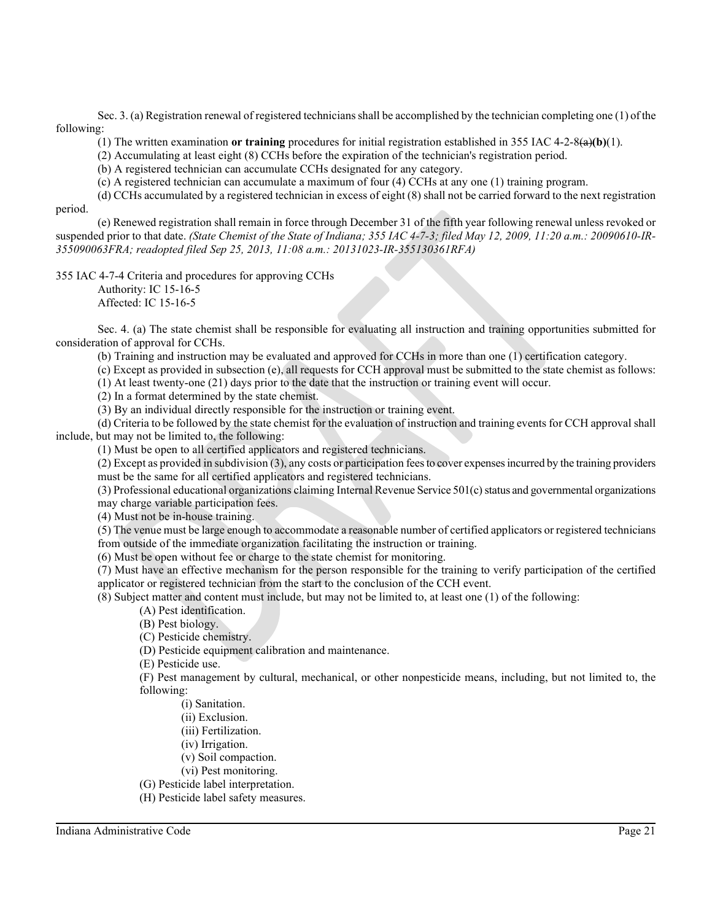Sec. 3. (a) Registration renewal of registered technicians shall be accomplished by the technician completing one (1) of the following:

(1) The written examination **or training** procedures for initial registration established in 355 IAC 4-2-8~~(a)~~**(b)**(1).

(2) Accumulating at least eight (8) CCHs before the expiration of the technician's registration period.

(b) A registered technician can accumulate CCHs designated for any category.

(c) A registered technician can accumulate a maximum of four (4) CCHs at any one (1) training program.

(d) CCHs accumulated by a registered technician in excess of eight (8) shall not be carried forward to the next registration period.

(e) Renewed registration shall remain in force through December 31 of the fifth year following renewal unless revoked or suspended prior to that date. *(State Chemist of the State of Indiana; 355 IAC 4-7-3; filed May 12, 2009, 11:20 a.m.: 20090610-IR-355090063FRA; readopted filed Sep 25, 2013, 11:08 a.m.: 20131023-IR-355130361RFA)*

355 IAC 4-7-4 Criteria and procedures for approving CCHs

Authority: IC 15-16-5

Affected: IC 15-16-5

Sec. 4. (a) The state chemist shall be responsible for evaluating all instruction and training opportunities submitted for consideration of approval for CCHs.

(b) Training and instruction may be evaluated and approved for CCHs in more than one (1) certification category.

(c) Except as provided in subsection (e), all requests for CCH approval must be submitted to the state chemist as follows:

(1) At least twenty-one (21) days prior to the date that the instruction or training event will occur.

(2) In a format determined by the state chemist.

(3) By an individual directly responsible for the instruction or training event.

(d) Criteria to be followed by the state chemist for the evaluation of instruction and training events for CCH approval shall include, but may not be limited to, the following:

(1) Must be open to all certified applicators and registered technicians.

(2) Except as provided in subdivision (3), any costs or participation fees to cover expenses incurred by the training providers must be the same for all certified applicators and registered technicians.

(3) Professional educational organizations claiming Internal Revenue Service 501(c) status and governmental organizations may charge variable participation fees.

(4) Must not be in-house training.

(5) The venue must be large enough to accommodate a reasonable number of certified applicators or registered technicians from outside of the immediate organization facilitating the instruction or training.

(6) Must be open without fee or charge to the state chemist for monitoring.

(7) Must have an effective mechanism for the person responsible for the training to verify participation of the certified applicator or registered technician from the start to the conclusion of the CCH event.

(8) Subject matter and content must include, but may not be limited to, at least one (1) of the following:

(A) Pest identification.

(B) Pest biology.

(C) Pesticide chemistry.

(D) Pesticide equipment calibration and maintenance.

(E) Pesticide use.

(F) Pest management by cultural, mechanical, or other nonpesticide means, including, but not limited to, the following:

(i) Sanitation.

(ii) Exclusion.

(iii) Fertilization.

(iv) Irrigation.

(v) Soil compaction.

(vi) Pest monitoring.

(G) Pesticide label interpretation.

(H) Pesticide label safety measures.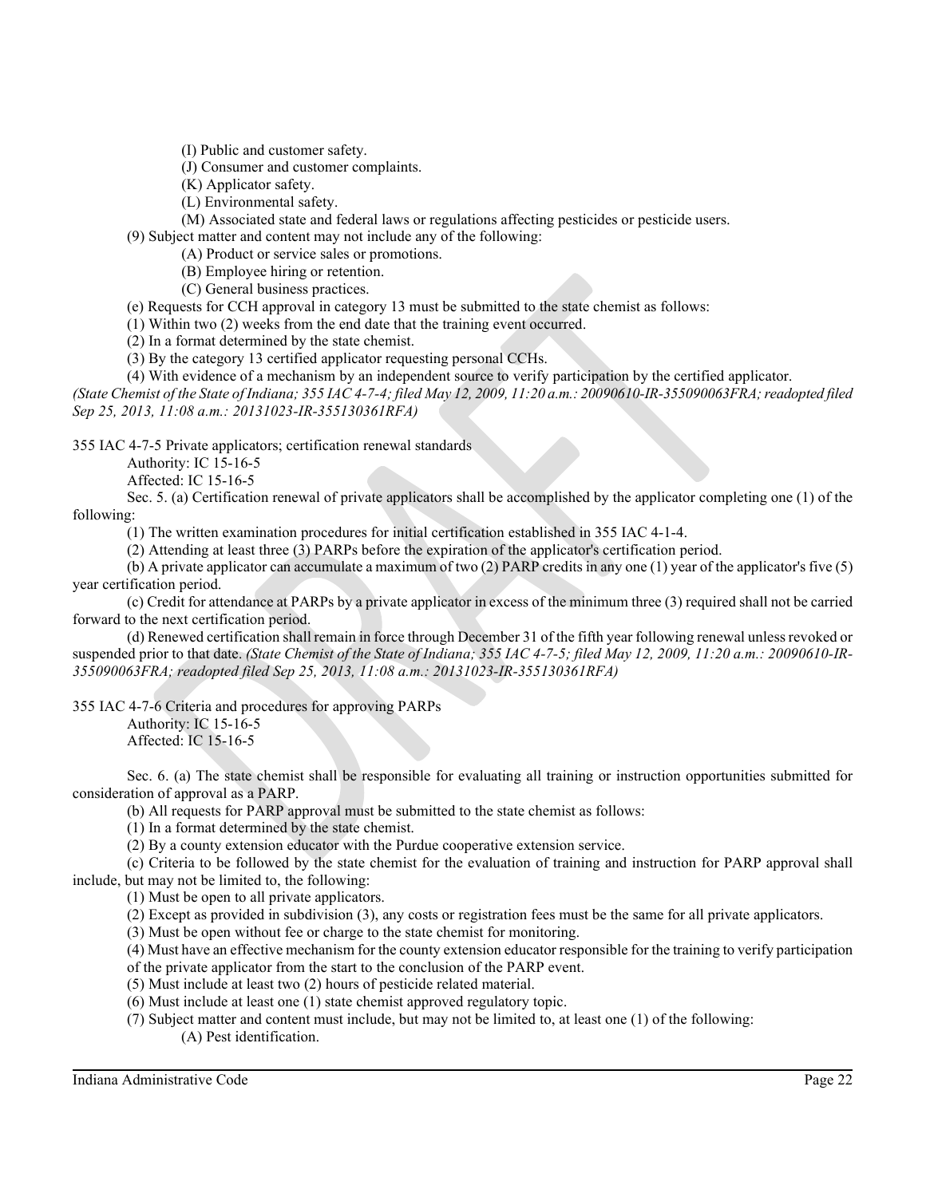(I) Public and customer safety.

(J) Consumer and customer complaints.

(K) Applicator safety.

(L) Environmental safety.

(M) Associated state and federal laws or regulations affecting pesticides or pesticide users.

(9) Subject matter and content may not include any of the following:

(A) Product or service sales or promotions.

(B) Employee hiring or retention.

(C) General business practices.

(e) Requests for CCH approval in category 13 must be submitted to the state chemist as follows:

(1) Within two (2) weeks from the end date that the training event occurred.

(2) In a format determined by the state chemist.

(3) By the category 13 certified applicator requesting personal CCHs.

(4) With evidence of a mechanism by an independent source to verify participation by the certified applicator.

*(State Chemist of the State of Indiana; 355 IAC 4-7-4; filed May 12, 2009, 11:20 a.m.: 20090610-IR-355090063FRA; readopted filed Sep 25, 2013, 11:08 a.m.: 20131023-IR-355130361RFA)*

355 IAC 4-7-5 Private applicators; certification renewal standards

Authority: IC 15-16-5

Affected: IC 15-16-5

Sec. 5. (a) Certification renewal of private applicators shall be accomplished by the applicator completing one (1) of the following:

(1) The written examination procedures for initial certification established in 355 IAC 4-1-4.

(2) Attending at least three (3) PARPs before the expiration of the applicator's certification period.

(b) A private applicator can accumulate a maximum of two (2) PARP credits in any one (1) year of the applicator's five (5) year certification period.

(c) Credit for attendance at PARPs by a private applicator in excess of the minimum three (3) required shall not be carried forward to the next certification period.

(d) Renewed certification shall remain in force through December 31 of the fifth year following renewal unless revoked or suspended prior to that date. *(State Chemist of the State of Indiana; 355 IAC 4-7-5; filed May 12, 2009, 11:20 a.m.: 20090610-IR-355090063FRA; readopted filed Sep 25, 2013, 11:08 a.m.: 20131023-IR-355130361RFA)*

355 IAC 4-7-6 Criteria and procedures for approving PARPs

Authority: IC 15-16-5

Affected: IC 15-16-5

Sec. 6. (a) The state chemist shall be responsible for evaluating all training or instruction opportunities submitted for consideration of approval as a PARP.

(b) All requests for PARP approval must be submitted to the state chemist as follows:

(1) In a format determined by the state chemist.

(2) By a county extension educator with the Purdue cooperative extension service.

(c) Criteria to be followed by the state chemist for the evaluation of training and instruction for PARP approval shall include, but may not be limited to, the following:

(1) Must be open to all private applicators.

(2) Except as provided in subdivision (3), any costs or registration fees must be the same for all private applicators.

(3) Must be open without fee or charge to the state chemist for monitoring.

(4) Must have an effective mechanism for the county extension educator responsible for the training to verify participation of the private applicator from the start to the conclusion of the PARP event.

(5) Must include at least two (2) hours of pesticide related material.

(6) Must include at least one (1) state chemist approved regulatory topic.

(7) Subject matter and content must include, but may not be limited to, at least one (1) of the following:

(A) Pest identification.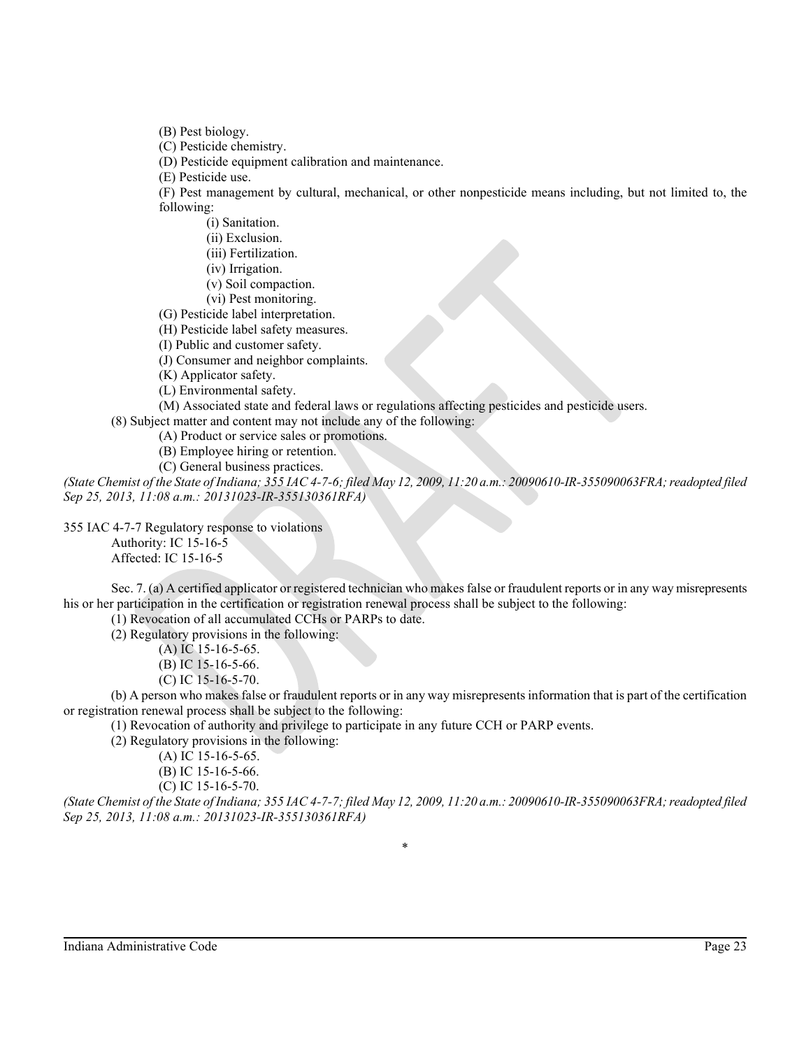(B) Pest biology.

(C) Pesticide chemistry.

(D) Pesticide equipment calibration and maintenance.

(E) Pesticide use.

(F) Pest management by cultural, mechanical, or other nonpesticide means including, but not limited to, the following:

(i) Sanitation.

(ii) Exclusion.

(iii) Fertilization.

(iv) Irrigation.

(v) Soil compaction.

(vi) Pest monitoring.

(G) Pesticide label interpretation.

(H) Pesticide label safety measures.

(I) Public and customer safety.

(J) Consumer and neighbor complaints.

(K) Applicator safety.

(L) Environmental safety.

(M) Associated state and federal laws or regulations affecting pesticides and pesticide users.

(8) Subject matter and content may not include any of the following:

(A) Product or service sales or promotions.

(B) Employee hiring or retention.

(C) General business practices.

*(State Chemist of the State of Indiana; 355 IAC 4-7-6; filed May 12, 2009, 11:20 a.m.: 20090610-IR-355090063FRA; readopted filed Sep 25, 2013, 11:08 a.m.: 20131023-IR-355130361RFA)*

355 IAC 4-7-7 Regulatory response to violations

Authority: IC 15-16-5

Affected: IC 15-16-5

Sec. 7. (a) A certified applicator or registered technician who makes false or fraudulent reports or in any way misrepresents his or her participation in the certification or registration renewal process shall be subject to the following:

(1) Revocation of all accumulated CCHs or PARPs to date.

(2) Regulatory provisions in the following:

(A) IC 15-16-5-65.

(B) IC 15-16-5-66.

(C) IC 15-16-5-70.

(b) A person who makes false or fraudulent reports or in any way misrepresents information that is part of the certification or registration renewal process shall be subject to the following:

(1) Revocation of authority and privilege to participate in any future CCH or PARP events.

(2) Regulatory provisions in the following:

(A) IC 15-16-5-65.

(B) IC 15-16-5-66.

(C) IC 15-16-5-70.

*(State Chemist of the State of Indiana; 355 IAC 4-7-7; filed May 12, 2009, 11:20 a.m.: 20090610-IR-355090063FRA; readopted filed Sep 25, 2013, 11:08 a.m.: 20131023-IR-355130361RFA)*

*